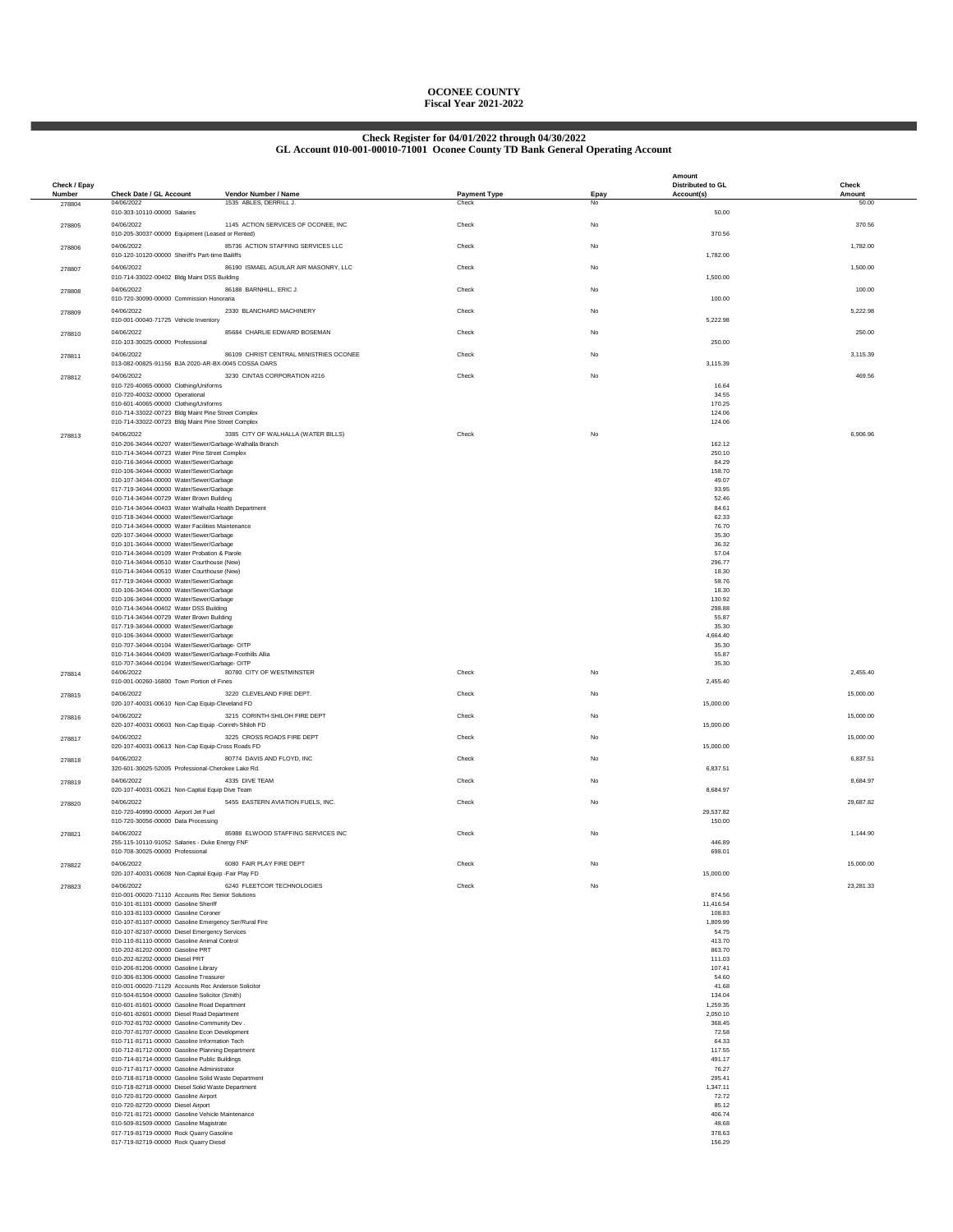# OCONEE COUNTY
## Fiscal Year 2021-2022

## Check Register for 04/01/2022 through 04/30/2022
## GL Account 010-001-00010-71001 Oconee County TD Bank General Operating Account

| Check / Epay Number | Check Date / GL Account | Vendor Number / Name | Payment Type | Epay | Amount Distributed to GL Account(s) | Check Amount |
|---|---|---|---|---|---|---|
| 278804 | 04/06/2022 | 1535 ABLES, DERRILL J. | Check | No | | 50.00 |
| | 010-303-10110-00000 Salaries | | | | 50.00 | |
| 278805 | 04/06/2022 | 1145 ACTION SERVICES OF OCONEE, INC | Check | No | | 370.56 |
| | 010-205-30037-00000 Equipment (Leased or Rented) | | | | 370.56 | |
| 278806 | 04/06/2022 | 85736 ACTION STAFFING SERVICES LLC | Check | No | | 1,782.00 |
| | 010-120-10120-00000 Sheriff's Part-time Bailiffs | | | | 1,782.00 | |
| 278807 | 04/06/2022 | 86190 ISMAEL AGUILAR AIR MASONRY, LLC | Check | No | | 1,500.00 |
| | 010-714-33022-00402 Bldg Maint DSS Building | | | | 1,500.00 | |
| 278808 | 04/06/2022 | 86188 BARNHILL, ERIC J. | Check | No | | 100.00 |
| | 010-720-30090-00000 Commission Honoraria | | | | 100.00 | |
| 278809 | 04/06/2022 | 2330 BLANCHARD MACHINERY | Check | No | | 5,222.98 |
| | 010-001-00040-71725 Vehicle Inventory | | | | 5,222.98 | |
| 278810 | 04/06/2022 | 85684 CHARLIE EDWARD BOSEMAN | Check | No | | 250.00 |
| | 010-103-30025-00000 Professional | | | | 250.00 | |
| 278811 | 04/06/2022 | 86109 CHRIST CENTRAL MINISTRIES OCONEE | Check | No | | 3,115.39 |
| | 013-082-00825-91156 BJA 2020-AR-BX-0045 COSSA OARS | | | | 3,115.39 | |
| 278812 | 04/06/2022 | 3230 CINTAS CORPORATION #216 | Check | No | | 469.56 |
| | 010-720-40065-00000 Clothing/Uniforms | | | | 16.64 | |
| | 010-720-40032-00000 Operational | | | | 34.55 | |
| | 010-601-40065-00000 Clothing/Uniforms | | | | 170.25 | |
| | 010-714-33022-00723 Bldg Maint Pine Street Complex | | | | 124.06 | |
| | 010-714-33022-00723 Bldg Maint Pine Street Complex | | | | 124.06 | |
| 278813 | 04/06/2022 | 3385 CITY OF WALHALLA (WATER BILLS) | Check | No | | 6,906.96 |
| | 010-206-34044-00207 Water/Sewer/Garbage-Walhalla Branch | | | | 162.12 | |
| | 010-714-34044-00723 Water Pine Street Complex | | | | 250.10 | |
| | 010-716-34044-00000 Water/Sewer/Garbage | | | | 84.29 | |
| | 010-106-34044-00000 Water/Sewer/Garbage | | | | 158.70 | |
| | 010-107-34044-00000 Water/Sewer/Garbage | | | | 49.07 | |
| | 017-719-34044-00000 Water/Sewer/Garbage | | | | 93.95 | |
| | 010-714-34044-00729 Water Brown Building | | | | 52.46 | |
| | 010-714-34044-00403 Water Walhalla Health Department | | | | 84.61 | |
| | 010-718-34044-00000 Water/Sewer/Garbage | | | | 62.33 | |
| | 010-714-34044-00000 Water Facilities Maintenance | | | | 76.70 | |
| | 020-107-34044-00000 Water/Sewer/Garbage | | | | 35.30 | |
| | 010-101-34044-00000 Water/Sewer/Garbage | | | | 36.32 | |
| | 010-714-34044-00109 Water Probation & Parole | | | | 57.04 | |
| | 010-714-34044-00510 Water Courthouse (New) | | | | 296.77 | |
| | 010-714-34044-00510 Water Courthouse (New) | | | | 18.30 | |
| | 017-719-34044-00000 Water/Sewer/Garbage | | | | 58.76 | |
| | 010-106-34044-00000 Water/Sewer/Garbage | | | | 18.30 | |
| | 010-106-34044-00000 Water/Sewer/Garbage | | | | 130.92 | |
| | 010-714-34044-00402 Water DSS Building | | | | 298.88 | |
| | 010-714-34044-00729 Water Brown Building | | | | 55.87 | |
| | 017-719-34044-00000 Water/Sewer/Garbage | | | | 35.30 | |
| | 010-106-34044-00000 Water/Sewer/Garbage | | | | 4,664.40 | |
| | 010-707-34044-00104 Water/Sewer/Garbage- OITP | | | | 35.30 | |
| | 010-714-34044-00409 Water/Sewer/Garbage-Foothills Allia | | | | 55.87 | |
| | 010-707-34044-00104 Water/Sewer/Garbage- OITP | | | | 35.30 | |
| 278814 | 04/06/2022 | 80780 CITY OF WESTMINSTER | Check | No | | 2,455.40 |
| | 010-001-00260-16800 Town Portion of Fines | | | | 2,455.40 | |
| 278815 | 04/06/2022 | 3220 CLEVELAND FIRE DEPT. | Check | No | | 15,000.00 |
| | 020-107-40031-00610 Non-Cap Equip-Cleveland FD | | | | 15,000.00 | |
| 278816 | 04/06/2022 | 3215 CORINTH-SHILOH FIRE DEPT | Check | No | | 15,000.00 |
| | 020-107-40031-00603 Non-Cap Equip -Corinth-Shiloh FD | | | | 15,000.00 | |
| 278817 | 04/06/2022 | 3225 CROSS ROADS FIRE DEPT | Check | No | | 15,000.00 |
| | 020-107-40031-00613 Non-Cap Equip-Cross Roads FD | | | | 15,000.00 | |
| 278818 | 04/06/2022 | 80774 DAVIS AND FLOYD, INC | Check | No | | 6,837.51 |
| | 320-601-30025-52005 Professional-Cherokee Lake Rd. | | | | 6,837.51 | |
| 278819 | 04/06/2022 | 4335 DIVE TEAM | Check | No | | 8,684.97 |
| | 020-107-40031-00621 Non-Capital Equip Dive Team | | | | 8,684.97 | |
| 278820 | 04/06/2022 | 5455 EASTERN AVIATION FUELS, INC. | Check | No | | 29,687.82 |
| | 010-720-40990-00000 Airport Jet Fuel | | | | 29,537.82 | |
| | 010-720-30056-00000 Data Processing | | | | 150.00 | |
| 278821 | 04/06/2022 | 85988 ELWOOD STAFFING SERVICES INC | Check | No | | 1,144.90 |
| | 255-115-10110-91052 Salaries - Duke Energy FNF | | | | 446.89 | |
| | 010-708-30025-00000 Professional | | | | 698.01 | |
| 278822 | 04/06/2022 | 6080 FAIR PLAY FIRE DEPT | Check | No | | 15,000.00 |
| | 020-107-40031-00608 Non-Capital Equip -Fair Play FD | | | | 15,000.00 | |
| 278823 | 04/06/2022 | 6240 FLEETCOR TECHNOLOGIES | Check | No | | 23,281.33 |
| | 010-001-00020-71110 Accounts Rec Senior Solutions | | | | 874.56 | |
| | 010-101-81101-00000 Gasoline Sheriff | | | | 11,416.54 | |
| | 010-103-81103-00000 Gasoline Coroner | | | | 108.83 | |
| | 010-107-81107-00000 Gasoline Emergency Ser/Rural Fire | | | | 1,809.99 | |
| | 010-107-82107-00000 Diesel Emergency Services | | | | 54.75 | |
| | 010-110-81110-00000 Gasoline Animal Control | | | | 413.70 | |
| | 010-202-81202-00000 Gasoline PRT | | | | 863.70 | |
| | 010-202-82202-00000 Diesel PRT | | | | 111.03 | |
| | 010-206-81206-00000 Gasoline Library | | | | 107.41 | |
| | 010-306-81306-00000 Gasoline Treasurer | | | | 54.60 | |
| | 010-001-00020-71129 Accounts Rec Anderson Solicitor | | | | 41.68 | |
| | 010-504-81504-00000 Gasoline Solicitor (Smith) | | | | 134.04 | |
| | 010-601-81601-00000 Gasoline Road Department | | | | 1,259.35 | |
| | 010-601-82601-00000 Diesel Road Department | | | | 2,050.10 | |
| | 010-702-81702-00000 Gasoline-Community Dev . | | | | 368.45 | |
| | 010-707-81707-00000 Gasoline Econ Development | | | | 72.58 | |
| | 010-711-81711-00000 Gasoline Information Tech | | | | 64.33 | |
| | 010-712-81712-00000 Gasoline Planning Department | | | | 117.55 | |
| | 010-714-81714-00000 Gasoline Public Buildings | | | | 491.17 | |
| | 010-717-81717-00000 Gasoline Administrator | | | | 76.27 | |
| | 010-718-81718-00000 Gasoline Solid Waste Department | | | | 295.41 | |
| | 010-718-82718-00000 Diesel Solid Waste Department | | | | 1,347.11 | |
| | 010-720-81720-00000 Gasoline Airport | | | | 72.72 | |
| | 010-720-82720-00000 Diesel Airport | | | | 85.12 | |
| | 010-721-81721-00000 Gasoline Vehicle Maintenance | | | | 406.74 | |
| | 010-509-81509-00000 Gasoline Magistrate | | | | 48.68 | |
| | 017-719-81719-00000 Rock Quarry Gasoline | | | | 378.63 | |
| | 017-719-82719-00000 Rock Quarry Diesel | | | | 156.29 | |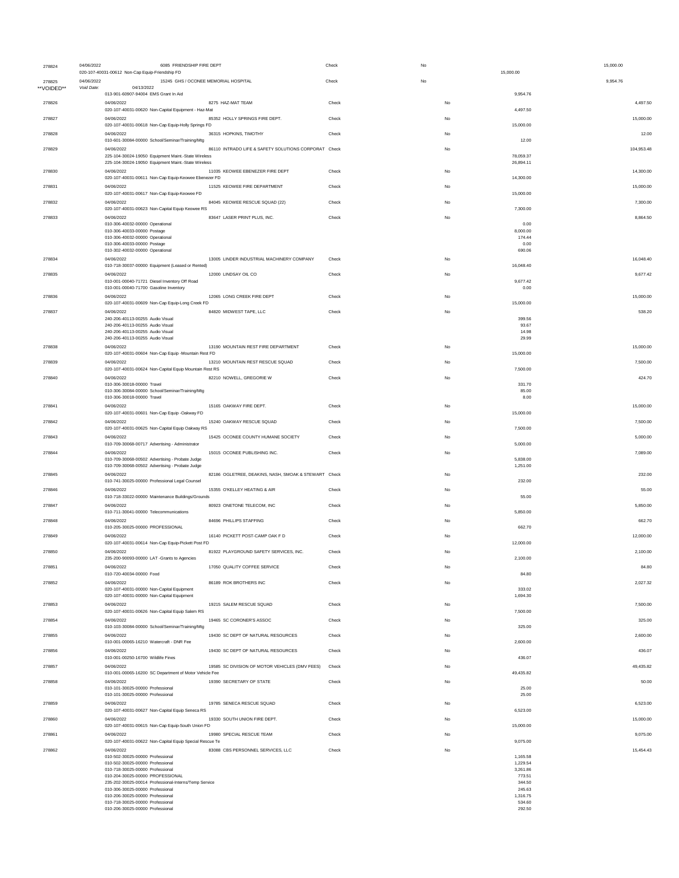| Check # | Date | Vendor / Account | Type | Void | Line Amount | Check Amount |
|---|---|---|---|---|---|---|
| 278824 | 04/06/2022 | 6085 FRIENDSHIP FIRE DEPT | Check | No | | 15,000.00 |
| | | 020-107-40031-00612 Non-Cap Equip-Friendship FD | | | 15,000.00 | |
| 278825 **VOIDED** | 04/06/2022 Void Date: 04/13/2022 | 15245 GHS / OCONEE MEMORIAL HOSPITAL | Check | No | | 9,954.76 |
| | | 013-901-60907-94004 EMS Grant In Aid | | | 9,954.76 | |
| 278826 | 04/06/2022 | 8275 HAZ-MAT TEAM | Check | No | | 4,497.50 |
| | | 020-107-40031-00620 Non-Capital Equipment - Haz-Mat | | | 4,497.50 | |
| 278827 | 04/06/2022 | 85352 HOLLY SPRINGS FIRE DEPT. | Check | No | | 15,000.00 |
| | | 020-107-40031-00618 Non-Cap Equip-Holly Springs FD | | | 15,000.00 | |
| 278828 | 04/06/2022 | 36315 HOPKINS, TIMOTHY | Check | No | | 12.00 |
| | | 010-601-30084-00000 School/Seminar/Training/Mtg | | | 12.00 | |
| 278829 | 04/06/2022 | 86110 INTRADO LIFE & SAFETY SOLUTIONS CORPORAT | Check | No | | 104,953.48 |
| | | 225-104-30024-19050 Equipment Maint.-State Wireless | | | 78,059.37 | |
| | | 225-104-30024-19050 Equipment Maint.-State Wireless | | | 26,894.11 | |
| 278830 | 04/06/2022 | 11035 KEOWEE EBENEZER FIRE DEPT | Check | No | | 14,300.00 |
| | | 020-107-40031-00611 Non-Cap Equip-Keowee Ebenezer FD | | | 14,300.00 | |
| 278831 | 04/06/2022 | 11525 KEOWEE FIRE DEPARTMENT | Check | No | | 15,000.00 |
| | | 020-107-40031-00617 Non-Cap Equip-Keowee FD | | | 15,000.00 | |
| 278832 | 04/06/2022 | 84045 KEOWEE RESCUE SQUAD (22) | Check | No | | 7,300.00 |
| | | 020-107-40031-00623 Non-Capital Equip Keowee RS | | | 7,300.00 | |
| 278833 | 04/06/2022 | 83647 LASER PRINT PLUS, INC. | Check | No | | 8,864.50 |
| | | 010-306-40032-00000 Operational | | | 0.00 | |
| | | 010-306-40033-00000 Postage | | | 8,000.00 | |
| | | 010-306-40032-00000 Operational | | | 174.44 | |
| | | 010-306-40033-00000 Postage | | | 0.00 | |
| | | 010-302-40032-00000 Operational | | | 690.06 | |
| 278834 | 04/06/2022 | 13005 LINDER INDUSTRIAL MACHINERY COMPANY | Check | No | | 16,048.40 |
| | | 010-718-30037-00000 Equipment (Leased or Rented) | | | 16,048.40 | |
| 278835 | 04/06/2022 | 12000 LINDSAY OIL CO | Check | No | | 9,677.42 |
| | | 010-001-00040-71721 Diesel Inventory Off Road | | | 9,677.42 | |
| | | 010-001-00040-71700 Gasoline Inventory | | | 0.00 | |
| 278836 | 04/06/2022 | 12065 LONG CREEK FIRE DEPT | Check | No | | 15,000.00 |
| | | 020-107-40031-00609 Non-Cap Equip-Long Creek FD | | | 15,000.00 | |
| 278837 | 04/06/2022 | 84820 MIDWEST TAPE, LLC | Check | No | | 538.20 |
| | | 240-206-40113-00255 Audio Visual | | | 399.56 | |
| | | 240-206-40113-00255 Audio Visual | | | 93.67 | |
| | | 240-206-40113-00255 Audio Visual | | | 14.98 | |
| | | 240-206-40113-00255 Audio Visual | | | 29.99 | |
| 278838 | 04/06/2022 | 13190 MOUNTAIN REST FIRE DEPARTMENT | Check | No | | 15,000.00 |
| | | 020-107-40031-00604 Non-Cap Equip -Mountain Rest FD | | | 15,000.00 | |
| 278839 | 04/06/2022 | 13210 MOUNTAIN REST RESCUE SQUAD | Check | No | | 7,500.00 |
| | | 020-107-40031-00624 Non-Capital Equip Mountain Rest RS | | | 7,500.00 | |
| 278840 | 04/06/2022 | 82210 NOWELL, GREGORIE W | Check | No | | 424.70 |
| | | 010-306-30018-00000 Travel | | | 331.70 | |
| | | 010-306-30084-00000 School/Seminar/Training/Mtg | | | 85.00 | |
| | | 010-306-30018-00000 Travel | | | 8.00 | |
| 278841 | 04/06/2022 | 15165 OAKWAY FIRE DEPT. | Check | No | | 15,000.00 |
| | | 020-107-40031-00601 Non-Cap Equip -Oakway FD | | | 15,000.00 | |
| 278842 | 04/06/2022 | 15240 OAKWAY RESCUE SQUAD | Check | No | | 7,500.00 |
| | | 020-107-40031-00625 Non-Capital Equip Oakway RS | | | 7,500.00 | |
| 278843 | 04/06/2022 | 15425 OCONEE COUNTY HUMANE SOCIETY | Check | No | | 5,000.00 |
| | | 010-709-30068-00717 Advertising - Administrator | | | 5,000.00 | |
| 278844 | 04/06/2022 | 15015 OCONEE PUBLISHING INC. | Check | No | | 7,089.00 |
| | | 010-709-30068-00502 Advertising - Probate Judge | | | 5,838.00 | |
| | | 010-709-30068-00502 Advertising - Probate Judge | | | 1,251.00 | |
| 278845 | 04/06/2022 | 82186 OGLETREE, DEAKINS, NASH, SMOAK & STEWART | Check | No | | 232.00 |
| | | 010-741-30025-00000 Professional Legal Counsel | | | 232.00 | |
| 278846 | 04/06/2022 | 15355 O'KELLEY HEATING & AIR | Check | No | | 55.00 |
| | | 010-718-33022-00000 Maintenance Buildings/Grounds | | | 55.00 | |
| 278847 | 04/06/2022 | 80923 ONETONE TELECOM, INC | Check | No | | 5,850.00 |
| | | 010-711-30041-00000 Telecommunications | | | 5,850.00 | |
| 278848 | 04/06/2022 | 84696 PHILLIPS STAFFING | Check | No | | 662.70 |
| | | 010-205-30025-00000 PROFESSIONAL | | | 662.70 | |
| 278849 | 04/06/2022 | 16140 PICKETT POST-CAMP OAK F D | Check | No | | 12,000.00 |
| | | 020-107-40031-00614 Non-Cap Equip-Pickett Post FD | | | 12,000.00 | |
| 278850 | 04/06/2022 | 81922 PLAYGROUND SAFETY SERVICES, INC. | Check | No | | 2,100.00 |
| | | 235-200-90093-00000 LAT -Grants to Agencies | | | 2,100.00 | |
| 278851 | 04/06/2022 | 17050 QUALITY COFFEE SERVICE | Check | No | | 84.80 |
| | | 010-720-40034-00000 Food | | | 84.80 | |
| 278852 | 04/06/2022 | 86189 ROK BROTHERS INC | Check | No | | 2,027.32 |
| | | 020-107-40031-00000 Non-Capital Equipment | | | 333.02 | |
| | | 020-107-40031-00000 Non-Capital Equipment | | | 1,694.30 | |
| 278853 | 04/06/2022 | 19215 SALEM RESCUE SQUAD | Check | No | | 7,500.00 |
| | | 020-107-40031-00626 Non-Capital Equip Salem RS | | | 7,500.00 | |
| 278854 | 04/06/2022 | 19465 SC CORONER'S ASSOC | Check | No | | 325.00 |
| | | 010-103-30084-00000 School/Seminar/Training/Mtg | | | 325.00 | |
| 278855 | 04/06/2022 | 19430 SC DEPT OF NATURAL RESOURCES | Check | No | | 2,600.00 |
| | | 010-001-00065-16210 Watercraft - DNR Fee | | | 2,600.00 | |
| 278856 | 04/06/2022 | 19430 SC DEPT OF NATURAL RESOURCES | Check | No | | 436.07 |
| | | 010-001-00250-16700 Wildlife Fines | | | 436.07 | |
| 278857 | 04/06/2022 | 19585 SC DIVISION OF MOTOR VEHICLES (DMV FEES) | Check | No | | 49,435.82 |
| | | 010-001-00065-16200 SC Department of Motor Vehicle Fee | | | 49,435.82 | |
| 278858 | 04/06/2022 | 19390 SECRETARY OF STATE | Check | No | | 50.00 |
| | | 010-101-30025-00000 Professional | | | 25.00 | |
| | | 010-101-30025-00000 Professional | | | 25.00 | |
| 278859 | 04/06/2022 | 19785 SENECA RESCUE SQUAD | Check | No | | 6,523.00 |
| | | 020-107-40031-00627 Non-Capital Equip Seneca RS | | | 6,523.00 | |
| 278860 | 04/06/2022 | 19330 SOUTH UNION FIRE DEPT. | Check | No | | 15,000.00 |
| | | 020-107-40031-00615 Non-Cap Equip-South Union FD | | | 15,000.00 | |
| 278861 | 04/06/2022 | 19980 SPECIAL RESCUE TEAM | Check | No | | 9,075.00 |
| | | 020-107-40031-00622 Non-Capital Equip Special Rescue Te | | | 9,075.00 | |
| 278862 | 04/06/2022 | 83088 CBS PERSONNEL SERVICES, LLC | Check | No | | 15,454.43 |
| | | 010-502-30025-00000 Professional | | | 1,165.58 | |
| | | 010-502-30025-00000 Professional | | | 1,229.54 | |
| | | 010-718-30025-00000 Professional | | | 3,261.86 | |
| | | 010-204-30025-00000 PROFESSIONAL | | | 773.51 | |
| | | 235-202-30025-00014 Professional-Interns/Temp Service | | | 344.50 | |
| | | 010-306-30025-00000 Professional | | | 245.63 | |
| | | 010-206-30025-00000 Professional | | | 1,316.75 | |
| | | 010-718-30025-00000 Professional | | | 534.60 | |
| | | 010-206-30025-00000 Professional | | | 292.50 | |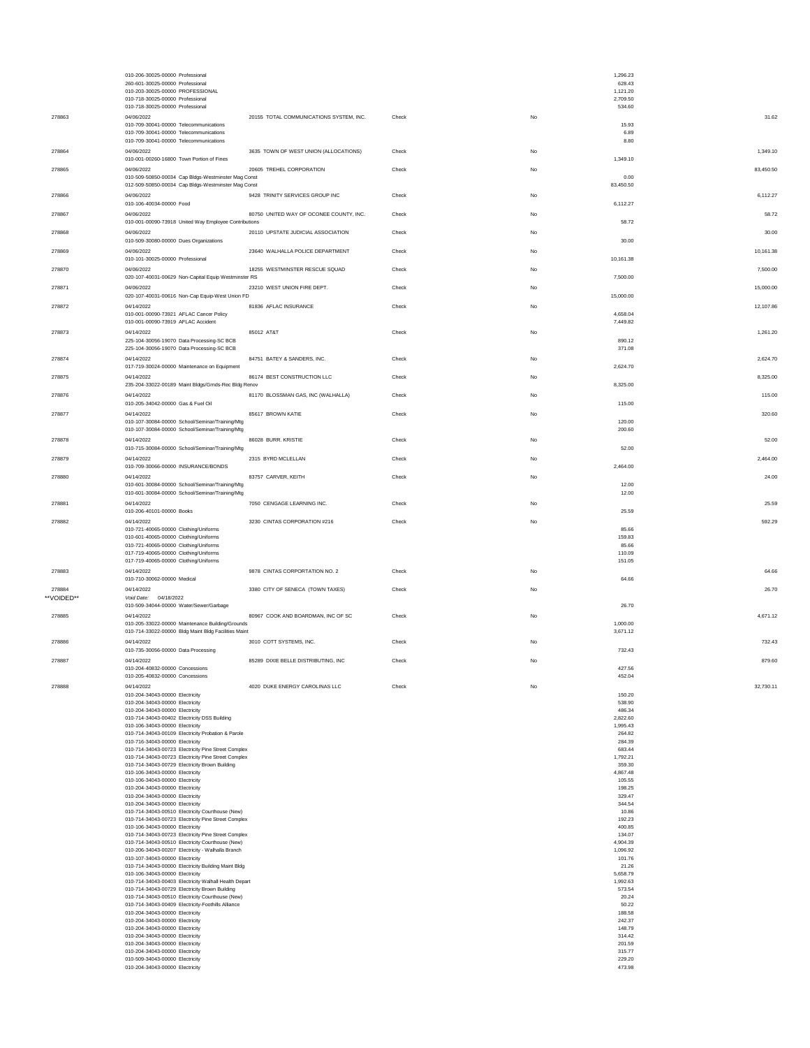| Check | Date / Account | Vendor | Type | Void | Line Amount | Total |
|---|---|---|---|---|---|---|
| | 010-206-30025-00000 Professional | | | | 1,296.23 | |
| | 260-601-30025-00000 Professional | | | | 628.43 | |
| | 010-203-30025-00000 PROFESSIONAL | | | | 1,121.20 | |
| | 010-718-30025-00000 Professional | | | | 2,709.50 | |
| | 010-718-30025-00000 Professional | | | | 534.60 | |
| 278863 | 04/06/2022 | 20155 TOTAL COMMUNICATIONS SYSTEM, INC. | Check | No | | 31.62 |
| | 010-709-30041-00000 Telecommunications | | | | 15.93 | |
| | 010-709-30041-00000 Telecommunications | | | | 6.89 | |
| | 010-709-30041-00000 Telecommunications | | | | 8.80 | |
| 278864 | 04/06/2022 | 3635 TOWN OF WEST UNION (ALLOCATIONS) | Check | No | | 1,349.10 |
| | 010-001-00260-16800 Town Portion of Fines | | | | 1,349.10 | |
| 278865 | 04/06/2022 | 20605 TREHEL CORPORATION | Check | No | | 83,450.50 |
| | 010-509-50850-00034 Cap Bldgs-Westminster Mag Const | | | | 0.00 | |
| | 012-509-50850-00034 Cap Bldgs-Westminster Mag Const | | | | 83,450.50 | |
| 278866 | 04/06/2022 | 9428 TRINITY SERVICES GROUP INC | Check | No | | 6,112.27 |
| | 010-106-40034-00000 Food | | | | 6,112.27 | |
| 278867 | 04/06/2022 | 80750 UNITED WAY OF OCONEE COUNTY, INC. | Check | No | | 58.72 |
| | 010-001-00090-73918 United Way Employee Contributions | | | | 58.72 | |
| 278868 | 04/06/2022 | 20110 UPSTATE JUDICIAL ASSOCIATION | Check | No | | 30.00 |
| | 010-509-30080-00000 Dues Organizations | | | | 30.00 | |
| 278869 | 04/06/2022 | 23640 WALHALLA POLICE DEPARTMENT | Check | No | | 10,161.38 |
| | 010-101-30025-00000 Professional | | | | 10,161.38 | |
| 278870 | 04/06/2022 | 18255 WESTMINSTER RESCUE SQUAD | Check | No | | 7,500.00 |
| | 020-107-40031-00629 Non-Capital Equip Westminster RS | | | | 7,500.00 | |
| 278871 | 04/06/2022 | 23210 WEST UNION FIRE DEPT. | Check | No | | 15,000.00 |
| | 020-107-40031-00616 Non-Cap Equip-West Union FD | | | | 15,000.00 | |
| 278872 | 04/14/2022 | 81836 AFLAC INSURANCE | Check | No | | 12,107.86 |
| | 010-001-00090-73921 AFLAC Cancer Policy | | | | 4,658.04 | |
| | 010-001-00090-73919 AFLAC Accident | | | | 7,449.82 | |
| 278873 | 04/14/2022 | 85012 AT&T | Check | No | | 1,261.20 |
| | 225-104-30056-19070 Data Processing-SC BCB | | | | 890.12 | |
| | 225-104-30056-19070 Data Processing-SC BCB | | | | 371.08 | |
| 278874 | 04/14/2022 | 84751 BATEY & SANDERS, INC. | Check | No | | 2,624.70 |
| | 017-719-30024-00000 Maintenance on Equipment | | | | 2,624.70 | |
| 278875 | 04/14/2022 | 86174 BEST CONSTRUCTION LLC | Check | No | | 8,325.00 |
| | 235-204-33022-00189 Maint Bldgs/Grnds-Rec Bldg Renov | | | | 8,325.00 | |
| 278876 | 04/14/2022 | 81170 BLOSSMAN GAS, INC (WALHALLA) | Check | No | | 115.00 |
| | 010-205-34042-00000 Gas & Fuel Oil | | | | 115.00 | |
| 278877 | 04/14/2022 | 85617 BROWN KATIE | Check | No | | 320.60 |
| | 010-107-30084-00000 School/Seminar/Training/Mtg | | | | 120.00 | |
| | 010-107-30084-00000 School/Seminar/Training/Mtg | | | | 200.60 | |
| 278878 | 04/14/2022 | 86028 BURR. KRISTIE | Check | No | | 52.00 |
| | 010-715-30084-00000 School/Seminar/Training/Mtg | | | | 52.00 | |
| 278879 | 04/14/2022 | 2315 BYRD MCLELLAN | Check | No | | 2,464.00 |
| | 010-709-30066-00000 INSURANCE/BONDS | | | | 2,464.00 | |
| 278880 | 04/14/2022 | 83757 CARVER, KEITH | Check | No | | 24.00 |
| | 010-601-30084-00000 School/Seminar/Training/Mtg | | | | 12.00 | |
| | 010-601-30084-00000 School/Seminar/Training/Mtg | | | | 12.00 | |
| 278881 | 04/14/2022 | 7050 CENGAGE LEARNING INC. | Check | No | | 25.59 |
| | 010-206-40101-00000 Books | | | | 25.59 | |
| 278882 | 04/14/2022 | 3230 CINTAS CORPORATION #216 | Check | No | | 592.29 |
| | 010-721-40065-00000 Clothing/Uniforms | | | | 85.66 | |
| | 010-601-40065-00000 Clothing/Uniforms | | | | 159.83 | |
| | 010-721-40065-00000 Clothing/Uniforms | | | | 85.66 | |
| | 017-719-40065-00000 Clothing/Uniforms | | | | 110.09 | |
| | 017-719-40065-00000 Clothing/Uniforms | | | | 151.05 | |
| 278883 | 04/14/2022 | 9878 CINTAS CORPORTATION NO. 2 | Check | No | | 64.66 |
| | 010-710-30062-00000 Medical | | | | 64.66 | |
| 278884 **VOIDED** | 04/14/2022 *Void Date:* 04/18/2022 | 3380 CITY OF SENECA (TOWN TAXES) | Check | No | | 26.70 |
| | 010-509-34044-00000 Water/Sewer/Garbage | | | | 26.70 | |
| 278885 | 04/14/2022 | 80967 COOK AND BOARDMAN, INC OF SC | Check | No | | 4,671.12 |
| | 010-205-33022-00000 Maintenance Building/Grounds | | | | 1,000.00 | |
| | 010-714-33022-00000 Bldg Maint Bldg Facilities Maint | | | | 3,671.12 | |
| 278886 | 04/14/2022 | 3010 COTT SYSTEMS, INC. | Check | No | | 732.43 |
| | 010-735-30056-00000 Data Processing | | | | 732.43 | |
| 278887 | 04/14/2022 | 85289 DIXIE BELLE DISTRIBUTING, INC | Check | No | | 879.60 |
| | 010-204-40832-00000 Concessions | | | | 427.56 | |
| | 010-205-40832-00000 Concessions | | | | 452.04 | |
| 278888 | 04/14/2022 | 4020 DUKE ENERGY CAROLINAS LLC | Check | No | | 32,730.11 |
| | 010-204-34043-00000 Electricity | | | | 150.20 | |
| | 010-204-34043-00000 Electricity | | | | 538.90 | |
| | 010-204-34043-00000 Electricity | | | | 486.34 | |
| | 010-714-34043-00402 Electricity DSS Building | | | | 2,822.60 | |
| | 010-106-34043-00000 Electricity | | | | 1,995.43 | |
| | 010-714-34043-00109 Electricity Probation & Parole | | | | 264.82 | |
| | 010-716-34043-00000 Electricity | | | | 284.39 | |
| | 010-714-34043-00723 Electricity Pine Street Complex | | | | 683.44 | |
| | 010-714-34043-00723 Electricity Pine Street Complex | | | | 1,792.21 | |
| | 010-714-34043-00729 Electricity Brown Building | | | | 359.30 | |
| | 010-106-34043-00000 Electricity | | | | 4,867.48 | |
| | 010-106-34043-00000 Electricity | | | | 105.55 | |
| | 010-204-34043-00000 Electricity | | | | 198.25 | |
| | 010-204-34043-00000 Electricity | | | | 329.47 | |
| | 010-204-34043-00000 Electricity | | | | 344.54 | |
| | 010-714-34043-00510 Electricity Courthouse (New) | | | | 10.86 | |
| | 010-714-34043-00723 Electricity Pine Street Complex | | | | 192.23 | |
| | 010-106-34043-00000 Electricity | | | | 400.85 | |
| | 010-714-34043-00723 Electricity Pine Street Complex | | | | 134.07 | |
| | 010-714-34043-00510 Electricity Courthouse (New) | | | | 4,904.39 | |
| | 010-206-34043-00207 Electricity - Walhalla Branch | | | | 1,096.92 | |
| | 010-107-34043-00000 Electricity | | | | 101.76 | |
| | 010-714-34043-00000 Electricity Building Maint Bldg | | | | 21.26 | |
| | 010-106-34043-00000 Electricity | | | | 5,658.79 | |
| | 010-714-34043-00403 Electricity Walhall Health Depart | | | | 1,992.63 | |
| | 010-714-34043-00729 Electricity Brown Building | | | | 573.54 | |
| | 010-714-34043-00510 Electricity Courthouse (New) | | | | 20.24 | |
| | 010-714-34043-00409 Electricity-Foothills Alliance | | | | 50.22 | |
| | 010-204-34043-00000 Electricity | | | | 188.58 | |
| | 010-204-34043-00000 Electricity | | | | 242.37 | |
| | 010-204-34043-00000 Electricity | | | | 148.79 | |
| | 010-204-34043-00000 Electricity | | | | 314.42 | |
| | 010-204-34043-00000 Electricity | | | | 201.59 | |
| | 010-204-34043-00000 Electricity | | | | 315.77 | |
| | 010-509-34043-00000 Electricity | | | | 229.20 | |
| | 010-204-34043-00000 Electricity | | | | 473.98 | |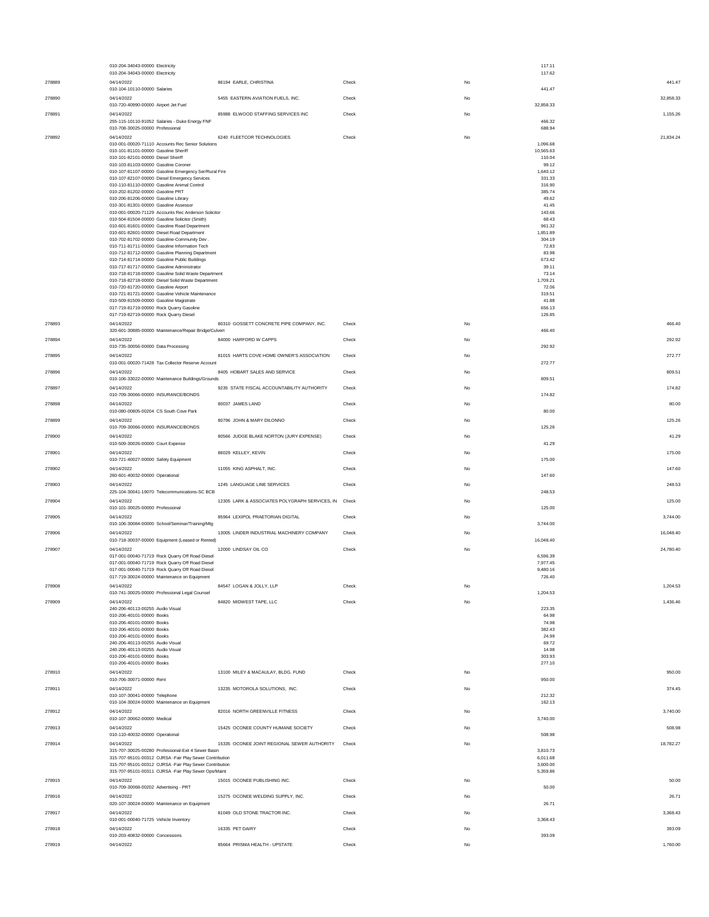| Check # | Date / Account | Vendor | Type | Void | Line Amount | Total |
|---|---|---|---|---|---|---|
| | 010-204-34043-00000 Electricity | | | | 117.11 | |
| | 010-204-34043-00000 Electricity | | | | 117.62 | |
| 278889 | 04/14/2022 | 86194 EARLE, CHRISTINA | Check | No | | 441.47 |
| | 010-104-10110-00000 Salaries | | | | 441.47 | |
| 278890 | 04/14/2022 | 5455 EASTERN AVIATION FUELS, INC. | Check | No | | 32,858.33 |
| | 010-720-40990-00000 Airport Jet Fuel | | | | 32,858.33 | |
| 278891 | 04/14/2022 | 85988 ELWOOD STAFFING SERVICES INC | Check | No | | 1,155.26 |
| | 255-115-10110-91052 Salaries - Duke Energy FNF | | | | 466.32 | |
| | 010-708-30025-00000 Professional | | | | 688.94 | |
| 278892 | 04/14/2022 | 6240 FLEETCOR TECHNOLOGIES | Check | No | | 21,834.24 |
| | 010-001-00020-71110 Accounts Rec Senior Solutions | | | | 1,096.68 | |
| | 010-101-81101-00000 Gasoline Sheriff | | | | 10,565.63 | |
| | 010-101-82101-00000 Diesel Sheriff | | | | 110.04 | |
| | 010-103-81103-00000 Gasoline Coroner | | | | 99.12 | |
| | 010-107-81107-00000 Gasoline Emergency Ser/Rural Fire | | | | 1,640.12 | |
| | 010-107-82107-00000 Diesel Emergency Services | | | | 331.33 | |
| | 010-110-81110-00000 Gasoline Animal Control | | | | 316.90 | |
| | 010-202-81202-00000 Gasoline PRT | | | | 385.74 | |
| | 010-206-81206-00000 Gasoline Library | | | | 49.62 | |
| | 010-301-81301-00000 Gasoline Assessor | | | | 41.45 | |
| | 010-001-00020-71129 Accounts Rec Anderson Solicitor | | | | 143.66 | |
| | 010-504-81504-00000 Gasoline Solicitor (Smith) | | | | 68.43 | |
| | 010-601-81601-00000 Gasoline Road Department | | | | 961.32 | |
| | 010-601-82601-00000 Diesel Road Department | | | | 1,851.89 | |
| | 010-702-81702-00000 Gasoline-Community Dev . | | | | 304.19 | |
| | 010-711-81711-00000 Gasoline Information Tech | | | | 72.83 | |
| | 010-712-81712-00000 Gasoline Planning Department | | | | 83.98 | |
| | 010-714-81714-00000 Gasoline Public Buildings | | | | 673.42 | |
| | 010-717-81717-00000 Gasoline Administrator | | | | 39.11 | |
| | 010-718-81718-00000 Gasoline Solid Waste Department | | | | 73.14 | |
| | 010-718-82718-00000 Diesel Solid Waste Department | | | | 1,709.21 | |
| | 010-720-81720-00000 Gasoline Airport | | | | 72.06 | |
| | 010-721-81721-00000 Gasoline Vehicle Maintenance | | | | 319.51 | |
| | 010-509-81509-00000 Gasoline Magistrate | | | | 41.88 | |
| | 017-719-81719-00000 Rock Quarry Gasoline | | | | 656.13 | |
| | 017-719-82719-00000 Rock Quarry Diesel | | | | 126.85 | |
| 278893 | 04/14/2022 | 80310 GOSSETT CONCRETE PIPE COMPANY, INC. | Check | No | | 466.40 |
| | 320-601-30885-00000 Maintenance/Repair Bridge/Culvert | | | | 466.40 | |
| 278894 | 04/14/2022 | 84000 HARFORD W CAPPS | Check | No | | 292.92 |
| | 010-735-30056-00000 Data Processing | | | | 292.92 | |
| 278895 | 04/14/2022 | 81015 HARTS COVE HOME OWNER'S ASSOCIATION | Check | No | | 272.77 |
| | 010-001-00020-71428 Tax Collector Reserve Account | | | | 272.77 | |
| 278896 | 04/14/2022 | 8405 HOBART SALES AND SERVICE | Check | No | | 809.51 |
| | 010-106-33022-00000 Maintenance Buildings/Grounds | | | | 809.51 | |
| 278897 | 04/14/2022 | 9235 STATE FISCAL ACCOUNTABILITY AUTHORITY | Check | No | | 174.82 |
| | 010-709-30066-00000 INSURANCE/BONDS | | | | 174.82 | |
| 278898 | 04/14/2022 | 80037 JAMES LAND | Check | No | | 80.00 |
| | 010-080-00805-00204 CS South Cove Park | | | | 80.00 | |
| 278899 | 04/14/2022 | 80796 JOHN & MARY DILONNO | Check | No | | 125.26 |
| | 010-709-30066-00000 INSURANCE/BONDS | | | | 125.26 | |
| 278900 | 04/14/2022 | 80566 JUDGE BLAKE NORTON (JURY EXPENSE) | Check | No | | 41.29 |
| | 010-509-30026-00000 Court Expense | | | | 41.29 | |
| 278901 | 04/14/2022 | 86029 KELLEY, KEVIN | Check | No | | 175.00 |
| | 010-721-40027-00000 Safety Equipment | | | | 175.00 | |
| 278902 | 04/14/2022 | 11055 KING ASPHALT, INC. | Check | No | | 147.60 |
| | 260-601-40032-00000 Operational | | | | 147.60 | |
| 278903 | 04/14/2022 | 1245 LANGUAGE LINE SERVICES | Check | No | | 248.53 |
| | 225-104-30041-19070 Telecommunications-SC BCB | | | | 248.53 | |
| 278904 | 04/14/2022 | 12305 LARK & ASSOCIATES POLYGRAPH SERVICES, IN | Check | No | | 125.00 |
| | 010-101-30025-00000 Professional | | | | 125.00 | |
| 278905 | 04/14/2022 | 85964 LEXIPOL PRAETORIAN DIGITAL | Check | No | | 3,744.00 |
| | 010-106-30084-00000 School/Seminar/Training/Mtg | | | | 3,744.00 | |
| 278906 | 04/14/2022 | 13005 LINDER INDUSTRIAL MACHINERY COMPANY | Check | No | | 16,048.40 |
| | 010-718-30037-00000 Equipment (Leased or Rented) | | | | 16,048.40 | |
| 278907 | 04/14/2022 | 12000 LINDSAY OIL CO | Check | No | | 24,780.40 |
| | 017-001-00040-71719 Rock Quarry Off Road Diesel | | | | 6,596.39 | |
| | 017-001-00040-71719 Rock Quarry Off Road Diesel | | | | 7,977.45 | |
| | 017-001-00040-71719 Rock Quarry Off Road Diesel | | | | 9,480.16 | |
| | 017-719-30024-00000 Maintenance on Equipment | | | | 726.40 | |
| 278908 | 04/14/2022 | 84547 LOGAN & JOLLY, LLP | Check | No | | 1,204.53 |
| | 010-741-30025-00000 Professional Legal Counsel | | | | 1,204.53 | |
| 278909 | 04/14/2022 | 84820 MIDWEST TAPE, LLC | Check | No | | 1,436.46 |
| | 240-206-40113-00255 Audio Visual | | | | 223.35 | |
| | 010-206-40101-00000 Books | | | | 64.98 | |
| | 010-206-40101-00000 Books | | | | 74.98 | |
| | 010-206-40101-00000 Books | | | | 382.43 | |
| | 010-206-40101-00000 Books | | | | 24.99 | |
| | 240-206-40113-00255 Audio Visual | | | | 69.72 | |
| | 240-206-40113-00255 Audio Visual | | | | 14.98 | |
| | 010-206-40101-00000 Books | | | | 303.93 | |
| | 010-206-40101-00000 Books | | | | 277.10 | |
| 278910 | 04/14/2022 | 13100 MILEY & MACAULAY, BLDG. FUND | Check | No | | 950.00 |
| | 010-706-30071-00000 Rent | | | | 950.00 | |
| 278911 | 04/14/2022 | 13235 MOTOROLA SOLUTIONS, INC. | Check | No | | 374.45 |
| | 010-107-30041-00000 Telephone | | | | 212.32 | |
| | 010-104-30024-00000 Maintenance on Equipment | | | | 162.13 | |
| 278912 | 04/14/2022 | 82016 NORTH GREENVILLE FITNESS | Check | No | | 3,740.00 |
| | 010-107-30062-00000 Medical | | | | 3,740.00 | |
| 278913 | 04/14/2022 | 15425 OCONEE COUNTY HUMANE SOCIETY | Check | No | | 508.98 |
| | 010-110-40032-00000 Operational | | | | 508.98 | |
| 278914 | 04/14/2022 | 15335 OCONEE JOINT REGIONAL SEWER AUTHORITY | Check | No | | 18,782.27 |
| | 315-707-30025-00280 Professional-Exit 4 Sewer Basin | | | | 3,810.73 | |
| | 315-707-95101-00312 OJRSA -Fair Play Sewer Contribution | | | | 6,011.68 | |
| | 315-707-95101-00312 OJRSA -Fair Play Sewer Contribution | | | | 3,600.00 | |
| | 315-707-95101-00311 OJRSA -Fair Play Sewer Ops/Maint | | | | 5,359.86 | |
| 278915 | 04/14/2022 | 15015 OCONEE PUBLISHING INC. | Check | No | | 50.00 |
| | 010-709-30068-00202 Advertising - PRT | | | | 50.00 | |
| 278916 | 04/14/2022 | 15275 OCONEE WELDING SUPPLY, INC. | Check | No | | 26.71 |
| | 020-107-30024-00000 Maintenance on Equipment | | | | 26.71 | |
| 278917 | 04/14/2022 | 81049 OLD STONE TRACTOR INC. | Check | No | | 3,368.43 |
| | 010-001-00040-71725 Vehicle Inventory | | | | 3,368.43 | |
| 278918 | 04/14/2022 | 16335 PET DAIRY | Check | No | | 393.09 |
| | 010-203-40832-00000 Concessions | | | | 393.09 | |
| 278919 | 04/14/2022 | 85664 PRISMA HEALTH - UPSTATE | Check | No | | 1,760.00 |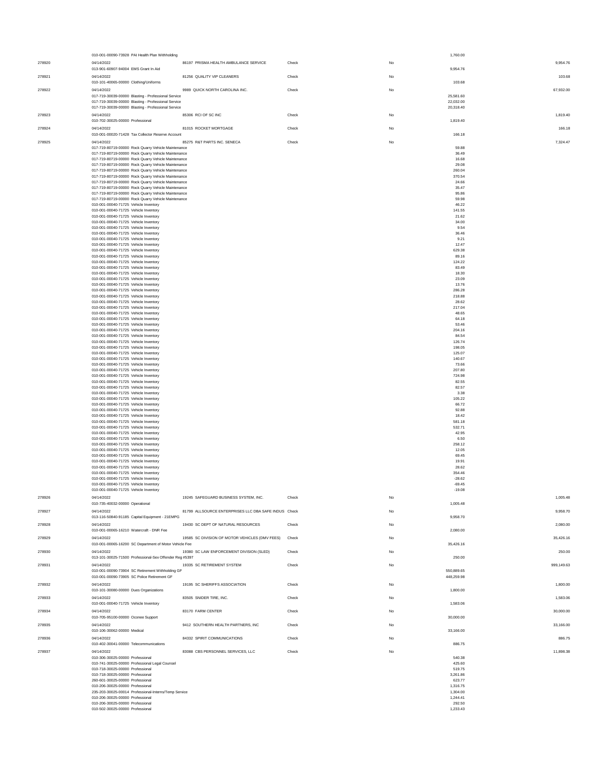| Check # | Date / Account | Vendor | Type | Void | Line Amount | Check Amount |
|---|---|---|---|---|---|---|
| | 010-001-00090-73928 PAI Health Plan Withholding | | | | 1,760.00 | |
| 278920 | 04/14/2022 | 86197 PRISMA HEALTH AMBULANCE SERVICE | Check | No | | 9,954.76 |
| | 013-901-60907-94004 EMS Grant In Aid | | | | 9,954.76 | |
| 278921 | 04/14/2022 | 81256 QUALITY VIP CLEANERS | Check | No | | 103.68 |
| | 010-101-40065-00000 Clothing/Uniforms | | | | 103.68 | |
| 278922 | 04/14/2022 | 9989 QUICK NORTH CAROLINA INC. | Check | No | | 67,932.00 |
| | 017-719-30039-00000 Blasting - Professional Service | | | | 25,581.60 | |
| | 017-719-30039-00000 Blasting - Professional Service | | | | 22,032.00 | |
| | 017-719-30039-00000 Blasting - Professional Service | | | | 20,318.40 | |
| 278923 | 04/14/2022 | 85306 RCI OF SC INC | Check | No | | 1,819.40 |
| | 010-702-30025-00000 Professional | | | | 1,819.40 | |
| 278924 | 04/14/2022 | 81015 ROCKET MORTGAGE | Check | No | | 166.18 |
| | 010-001-00020-71428 Tax Collector Reserve Account | | | | 166.18 | |
| 278925 | 04/14/2022 | 85275 R&T PARTS INC. SENECA | Check | No | | 7,324.47 |
| | 017-719-80719-00000 Rock Quarry Vehicle Maintenance | | | | 59.88 | |
| | 017-719-80719-00000 Rock Quarry Vehicle Maintenance | | | | 36.49 | |
| | 017-719-80719-00000 Rock Quarry Vehicle Maintenance | | | | 16.68 | |
| | 017-719-80719-00000 Rock Quarry Vehicle Maintenance | | | | 29.08 | |
| | 017-719-80719-00000 Rock Quarry Vehicle Maintenance | | | | 260.04 | |
| | 017-719-80719-00000 Rock Quarry Vehicle Maintenance | | | | 370.54 | |
| | 017-719-80719-00000 Rock Quarry Vehicle Maintenance | | | | 24.66 | |
| | 017-719-80719-00000 Rock Quarry Vehicle Maintenance | | | | 35.47 | |
| | 017-719-80719-00000 Rock Quarry Vehicle Maintenance | | | | 95.86 | |
| | 017-719-80719-00000 Rock Quarry Vehicle Maintenance | | | | 59.98 | |
| | 010-001-00040-71725 Vehicle Inventory | | | | 46.22 | |
| | 010-001-00040-71725 Vehicle Inventory | | | | 141.55 | |
| | 010-001-00040-71725 Vehicle Inventory | | | | 21.62 | |
| | 010-001-00040-71725 Vehicle Inventory | | | | 34.00 | |
| | 010-001-00040-71725 Vehicle Inventory | | | | 9.54 | |
| | 010-001-00040-71725 Vehicle Inventory | | | | 36.46 | |
| | 010-001-00040-71725 Vehicle Inventory | | | | 9.21 | |
| | 010-001-00040-71725 Vehicle Inventory | | | | 12.47 | |
| | 010-001-00040-71725 Vehicle Inventory | | | | 629.38 | |
| | 010-001-00040-71725 Vehicle Inventory | | | | 89.16 | |
| | 010-001-00040-71725 Vehicle Inventory | | | | 124.22 | |
| | 010-001-00040-71725 Vehicle Inventory | | | | 83.49 | |
| | 010-001-00040-71725 Vehicle Inventory | | | | 18.30 | |
| | 010-001-00040-71725 Vehicle Inventory | | | | 23.09 | |
| | 010-001-00040-71725 Vehicle Inventory | | | | 13.76 | |
| | 010-001-00040-71725 Vehicle Inventory | | | | 286.28 | |
| | 010-001-00040-71725 Vehicle Inventory | | | | 218.88 | |
| | 010-001-00040-71725 Vehicle Inventory | | | | 28.62 | |
| | 010-001-00040-71725 Vehicle Inventory | | | | 217.04 | |
| | 010-001-00040-71725 Vehicle Inventory | | | | 48.65 | |
| | 010-001-00040-71725 Vehicle Inventory | | | | 64.18 | |
| | 010-001-00040-71725 Vehicle Inventory | | | | 53.46 | |
| | 010-001-00040-71725 Vehicle Inventory | | | | 204.16 | |
| | 010-001-00040-71725 Vehicle Inventory | | | | 84.54 | |
| | 010-001-00040-71725 Vehicle Inventory | | | | 126.74 | |
| | 010-001-00040-71725 Vehicle Inventory | | | | 198.05 | |
| | 010-001-00040-71725 Vehicle Inventory | | | | 125.07 | |
| | 010-001-00040-71725 Vehicle Inventory | | | | 140.67 | |
| | 010-001-00040-71725 Vehicle Inventory | | | | 73.66 | |
| | 010-001-00040-71725 Vehicle Inventory | | | | 207.80 | |
| | 010-001-00040-71725 Vehicle Inventory | | | | 724.98 | |
| | 010-001-00040-71725 Vehicle Inventory | | | | 82.55 | |
| | 010-001-00040-71725 Vehicle Inventory | | | | 82.57 | |
| | 010-001-00040-71725 Vehicle Inventory | | | | 3.38 | |
| | 010-001-00040-71725 Vehicle Inventory | | | | 105.22 | |
| | 010-001-00040-71725 Vehicle Inventory | | | | 66.72 | |
| | 010-001-00040-71725 Vehicle Inventory | | | | 92.88 | |
| | 010-001-00040-71725 Vehicle Inventory | | | | 18.42 | |
| | 010-001-00040-71725 Vehicle Inventory | | | | 581.18 | |
| | 010-001-00040-71725 Vehicle Inventory | | | | 532.71 | |
| | 010-001-00040-71725 Vehicle Inventory | | | | 42.95 | |
| | 010-001-00040-71725 Vehicle Inventory | | | | 6.50 | |
| | 010-001-00040-71725 Vehicle Inventory | | | | 258.12 | |
| | 010-001-00040-71725 Vehicle Inventory | | | | 12.05 | |
| | 010-001-00040-71725 Vehicle Inventory | | | | 69.45 | |
| | 010-001-00040-71725 Vehicle Inventory | | | | 19.91 | |
| | 010-001-00040-71725 Vehicle Inventory | | | | 28.62 | |
| | 010-001-00040-71725 Vehicle Inventory | | | | 354.46 | |
| | 010-001-00040-71725 Vehicle Inventory | | | | -28.62 | |
| | 010-001-00040-71725 Vehicle Inventory | | | | -69.45 | |
| | 010-001-00040-71725 Vehicle Inventory | | | | -19.08 | |
| 278926 | 04/14/2022 | 19245 SAFEGUARD BUSINESS SYSTEM, INC. | Check | No | | 1,005.48 |
| | 010-735-40032-00000 Operational | | | | 1,005.48 | |
| 278927 | 04/14/2022 | 81799 ALLSOURCE ENTERPRISES LLC DBA SAFE INDUS | Check | No | | 9,958.70 |
| | 013-116-50840-91185 Capital Equipment - 21EMPG | | | | 9,958.70 | |
| 278928 | 04/14/2022 | 19430 SC DEPT OF NATURAL RESOURCES | Check | No | | 2,080.00 |
| | 010-001-00065-16210 Watercraft - DNR Fee | | | | 2,080.00 | |
| 278929 | 04/14/2022 | 19585 SC DIVISION OF MOTOR VEHICLES (DMV FEES) | Check | No | | 35,426.16 |
| | 010-001-00065-16200 SC Department of Motor Vehicle Fee | | | | 35,426.16 | |
| 278930 | 04/14/2022 | 19380 SC LAW ENFORCEMENT DIVISION (SLED) | Check | No | | 250.00 |
| | 013-101-30025-71500 Professional-Sex Offender Reg #5397 | | | | 250.00 | |
| 278931 | 04/14/2022 | 19335 SC RETIREMENT SYSTEM | Check | No | | 999,149.63 |
| | 010-001-00090-73904 SC Retirement Withholding GF | | | | 550,889.65 | |
| | 010-001-00090-73905 SC Police Retirement GF | | | | 448,259.98 | |
| 278932 | 04/14/2022 | 19195 SC SHERIFFS ASSOCIATION | Check | No | | 1,800.00 |
| | 010-101-30080-00000 Dues Organizations | | | | 1,800.00 | |
| 278933 | 04/14/2022 | 83505 SNIDER TIRE, INC. | Check | No | | 1,583.06 |
| | 010-001-00040-71725 Vehicle Inventory | | | | 1,583.06 | |
| 278934 | 04/14/2022 | 83170 FARM CENTER | Check | No | | 30,000.00 |
| | 010-705-95100-00000 Oconee Support | | | | 30,000.00 | |
| 278935 | 04/14/2022 | 9412 SOUTHERN HEALTH PARTNERS, INC | Check | No | | 33,166.00 |
| | 010-106-30062-00000 Medical | | | | 33,166.00 | |
| 278936 | 04/14/2022 | 84332 SPIRIT COMMUNICATIONS | Check | No | | 886.75 |
| | 010-402-30041-00000 Telecommunications | | | | 886.75 | |
| 278937 | 04/14/2022 | 83088 CBS PERSONNEL SERVICES, LLC | Check | No | | 11,898.38 |
| | 010-306-30025-00000 Professional | | | | 540.38 | |
| | 010-741-30025-00000 Professional Legal Counsel | | | | 425.60 | |
| | 010-718-30025-00000 Professional | | | | 519.75 | |
| | 010-718-30025-00000 Professional | | | | 3,261.86 | |
| | 260-601-30025-00000 Professional | | | | 623.77 | |
| | 010-206-30025-00000 Professional | | | | 1,316.75 | |
| | 235-203-30025-00014 Professional-Interns/Temp Service | | | | 1,304.00 | |
| | 010-206-30025-00000 Professional | | | | 1,244.41 | |
| | 010-206-30025-00000 Professional | | | | 292.50 | |
| | 010-502-30025-00000 Professional | | | | 1,233.43 | |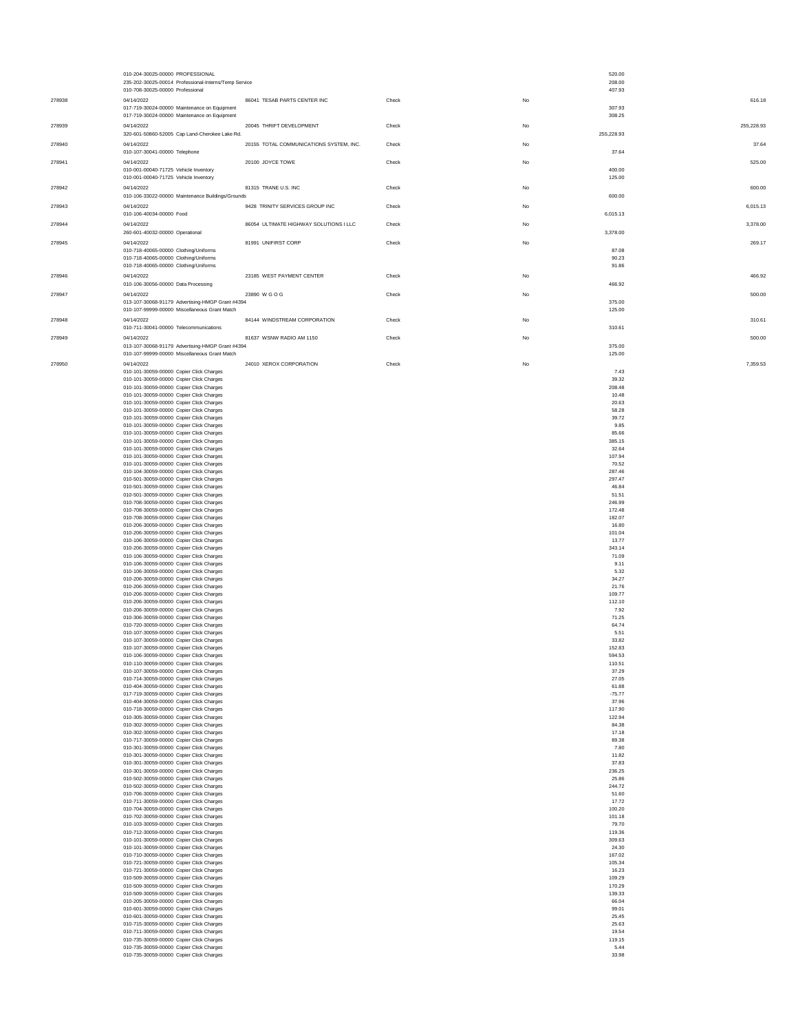| Check # | Date / Account | Vendor | Type | Void | Line Amount | Check Amount |
|---|---|---|---|---|---|---|
| | 010-204-30025-00000 PROFESSIONAL | | | | 520.00 | |
| | 235-202-30025-00014 Professional-Interns/Temp Service | | | | 208.00 | |
| | 010-708-30025-00000 Professional | | | | 407.93 | |
| 278938 | 04/14/2022 | 86041 TESAB PARTS CENTER INC | Check | No | | 616.18 |
| | 017-719-30024-00000 Maintenance on Equipment | | | | 307.93 | |
| | 017-719-30024-00000 Maintenance on Equipment | | | | 308.25 | |
| 278939 | 04/14/2022 | 20045 THRIFT DEVELOPMENT | Check | No | | 255,228.93 |
| | 320-601-50860-52005 Cap Land-Cherokee Lake Rd. | | | | 255,228.93 | |
| 278940 | 04/14/2022 | 20155 TOTAL COMMUNICATIONS SYSTEM, INC. | Check | No | | 37.64 |
| | 010-107-30041-00000 Telephone | | | | 37.64 | |
| 278941 | 04/14/2022 | 20100 JOYCE TOWE | Check | No | | 525.00 |
| | 010-001-00040-71725 Vehicle Inventory | | | | 400.00 | |
| | 010-001-00040-71725 Vehicle Inventory | | | | 125.00 | |
| 278942 | 04/14/2022 | 81315 TRANE U.S. INC | Check | No | | 600.00 |
| | 010-106-33022-00000 Maintenance Buildings/Grounds | | | | 600.00 | |
| 278943 | 04/14/2022 | 9428 TRINITY SERVICES GROUP INC | Check | No | | 6,015.13 |
| | 010-106-40034-00000 Food | | | | 6,015.13 | |
| 278944 | 04/14/2022 | 86054 ULTIMATE HIGHWAY SOLUTIONS I LLC | Check | No | | 3,378.00 |
| | 260-601-40032-00000 Operational | | | | 3,378.00 | |
| 278945 | 04/14/2022 | 81991 UNIFIRST CORP | Check | No | | 269.17 |
| | 010-718-40065-00000 Clothing/Uniforms | | | | 87.08 | |
| | 010-718-40065-00000 Clothing/Uniforms | | | | 90.23 | |
| | 010-718-40065-00000 Clothing/Uniforms | | | | 91.86 | |
| 278946 | 04/14/2022 | 23185 WEST PAYMENT CENTER | Check | No | | 466.92 |
| | 010-106-30056-00000 Data Processing | | | | 466.92 | |
| 278947 | 04/14/2022 | 23890 W G O G | Check | No | | 500.00 |
| | 013-107-30068-91179 Advertising-HMGP Grant #4394 | | | | 375.00 | |
| | 010-107-99999-00000 Miscellaneous Grant Match | | | | 125.00 | |
| 278948 | 04/14/2022 | 84144 WINDSTREAM CORPORATION | Check | No | | 310.61 |
| | 010-711-30041-00000 Telecommunications | | | | 310.61 | |
| 278949 | 04/14/2022 | 81637 WSNW RADIO AM 1150 | Check | No | | 500.00 |
| | 013-107-30068-91179 Advertising-HMGP Grant #4394 | | | | 375.00 | |
| | 010-107-99999-00000 Miscellaneous Grant Match | | | | 125.00 | |
| 278950 | 04/14/2022 | 24010 XEROX CORPORATION | Check | No | | 7,359.53 |
| | 010-101-30059-00000 Copier Click Charges | | | | 7.43 | |
| | 010-101-30059-00000 Copier Click Charges | | | | 39.32 | |
| | 010-101-30059-00000 Copier Click Charges | | | | 208.48 | |
| | 010-101-30059-00000 Copier Click Charges | | | | 10.48 | |
| | 010-101-30059-00000 Copier Click Charges | | | | 20.63 | |
| | 010-101-30059-00000 Copier Click Charges | | | | 58.28 | |
| | 010-101-30059-00000 Copier Click Charges | | | | 39.72 | |
| | 010-101-30059-00000 Copier Click Charges | | | | 9.85 | |
| | 010-101-30059-00000 Copier Click Charges | | | | 85.66 | |
| | 010-101-30059-00000 Copier Click Charges | | | | 385.15 | |
| | 010-101-30059-00000 Copier Click Charges | | | | 32.64 | |
| | 010-101-30059-00000 Copier Click Charges | | | | 107.94 | |
| | 010-101-30059-00000 Copier Click Charges | | | | 70.52 | |
| | 010-104-30059-00000 Copier Click Charges | | | | 287.46 | |
| | 010-501-30059-00000 Copier Click Charges | | | | 297.47 | |
| | 010-501-30059-00000 Copier Click Charges | | | | 46.84 | |
| | 010-501-30059-00000 Copier Click Charges | | | | 51.51 | |
| | 010-708-30059-00000 Copier Click Charges | | | | 246.99 | |
| | 010-708-30059-00000 Copier Click Charges | | | | 172.48 | |
| | 010-708-30059-00000 Copier Click Charges | | | | 182.07 | |
| | 010-206-30059-00000 Copier Click Charges | | | | 16.80 | |
| | 010-206-30059-00000 Copier Click Charges | | | | 101.04 | |
| | 010-106-30059-00000 Copier Click Charges | | | | 13.77 | |
| | 010-206-30059-00000 Copier Click Charges | | | | 343.14 | |
| | 010-106-30059-00000 Copier Click Charges | | | | 71.09 | |
| | 010-106-30059-00000 Copier Click Charges | | | | 9.11 | |
| | 010-106-30059-00000 Copier Click Charges | | | | 5.32 | |
| | 010-206-30059-00000 Copier Click Charges | | | | 34.27 | |
| | 010-206-30059-00000 Copier Click Charges | | | | 21.76 | |
| | 010-206-30059-00000 Copier Click Charges | | | | 109.77 | |
| | 010-206-30059-00000 Copier Click Charges | | | | 112.10 | |
| | 010-206-30059-00000 Copier Click Charges | | | | 7.92 | |
| | 010-306-30059-00000 Copier Click Charges | | | | 71.25 | |
| | 010-720-30059-00000 Copier Click Charges | | | | 64.74 | |
| | 010-107-30059-00000 Copier Click Charges | | | | 5.51 | |
| | 010-107-30059-00000 Copier Click Charges | | | | 33.82 | |
| | 010-107-30059-00000 Copier Click Charges | | | | 152.83 | |
| | 010-106-30059-00000 Copier Click Charges | | | | 594.53 | |
| | 010-110-30059-00000 Copier Click Charges | | | | 110.51 | |
| | 010-107-30059-00000 Copier Click Charges | | | | 37.29 | |
| | 010-714-30059-00000 Copier Click Charges | | | | 27.05 | |
| | 010-404-30059-00000 Copier Click Charges | | | | 61.88 | |
| | 017-719-30059-00000 Copier Click Charges | | | | -75.77 | |
| | 010-404-30059-00000 Copier Click Charges | | | | 37.96 | |
| | 010-718-30059-00000 Copier Click Charges | | | | 117.90 | |
| | 010-305-30059-00000 Copier Click Charges | | | | 122.94 | |
| | 010-302-30059-00000 Copier Click Charges | | | | 84.38 | |
| | 010-302-30059-00000 Copier Click Charges | | | | 17.18 | |
| | 010-717-30059-00000 Copier Click Charges | | | | 89.38 | |
| | 010-301-30059-00000 Copier Click Charges | | | | 7.80 | |
| | 010-301-30059-00000 Copier Click Charges | | | | 11.82 | |
| | 010-301-30059-00000 Copier Click Charges | | | | 37.83 | |
| | 010-301-30059-00000 Copier Click Charges | | | | 236.25 | |
| | 010-502-30059-00000 Copier Click Charges | | | | 25.86 | |
| | 010-502-30059-00000 Copier Click Charges | | | | 244.72 | |
| | 010-706-30059-00000 Copier Click Charges | | | | 51.60 | |
| | 010-711-30059-00000 Copier Click Charges | | | | 17.72 | |
| | 010-704-30059-00000 Copier Click Charges | | | | 100.20 | |
| | 010-702-30059-00000 Copier Click Charges | | | | 101.18 | |
| | 010-103-30059-00000 Copier Click Charges | | | | 79.70 | |
| | 010-712-30059-00000 Copier Click Charges | | | | 119.36 | |
| | 010-101-30059-00000 Copier Click Charges | | | | 309.63 | |
| | 010-101-30059-00000 Copier Click Charges | | | | 24.30 | |
| | 010-710-30059-00000 Copier Click Charges | | | | 167.02 | |
| | 010-721-30059-00000 Copier Click Charges | | | | 105.34 | |
| | 010-721-30059-00000 Copier Click Charges | | | | 16.23 | |
| | 010-509-30059-00000 Copier Click Charges | | | | 109.29 | |
| | 010-509-30059-00000 Copier Click Charges | | | | 170.29 | |
| | 010-509-30059-00000 Copier Click Charges | | | | 139.33 | |
| | 010-205-30059-00000 Copier Click Charges | | | | 66.04 | |
| | 010-601-30059-00000 Copier Click Charges | | | | 99.01 | |
| | 010-601-30059-00000 Copier Click Charges | | | | 25.45 | |
| | 010-715-30059-00000 Copier Click Charges | | | | 25.63 | |
| | 010-711-30059-00000 Copier Click Charges | | | | 19.54 | |
| | 010-735-30059-00000 Copier Click Charges | | | | 119.15 | |
| | 010-735-30059-00000 Copier Click Charges | | | | 5.44 | |
| | 010-735-30059-00000 Copier Click Charges | | | | 33.98 | |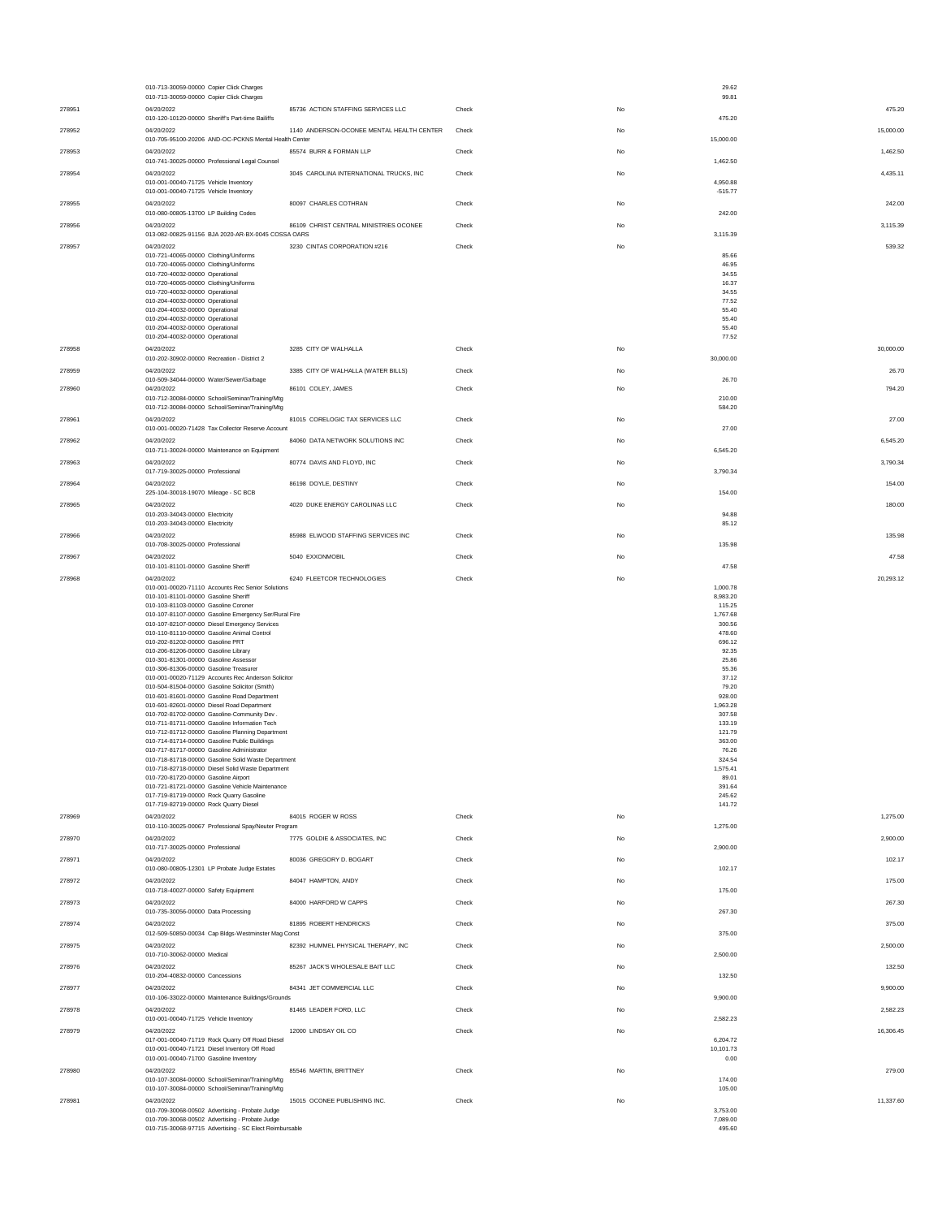| Check # | Date / Account | Vendor | Type | Void | Line Amount | Check Amount |
|---|---|---|---|---|---|---|
| | 010-713-30059-00000 Copier Click Charges | | | | 29.62 | |
| | 010-713-30059-00000 Copier Click Charges | | | | 99.81 | |
| 278951 | 04/20/2022 | 85736 ACTION STAFFING SERVICES LLC | Check | No | | 475.20 |
| | 010-120-10120-00000 Sheriff's Part-time Bailiffs | | | | 475.20 | |
| 278952 | 04/20/2022 | 1140 ANDERSON-OCONEE MENTAL HEALTH CENTER | Check | No | | 15,000.00 |
| | 010-705-95100-20206 AND-OC-PCKNS Mental Health Center | | | | 15,000.00 | |
| 278953 | 04/20/2022 | 85574 BURR & FORMAN LLP | Check | No | | 1,462.50 |
| | 010-741-30025-00000 Professional Legal Counsel | | | | 1,462.50 | |
| 278954 | 04/20/2022 | 3045 CAROLINA INTERNATIONAL TRUCKS, INC | Check | No | | 4,435.11 |
| | 010-001-00040-71725 Vehicle Inventory | | | | 4,950.88 | |
| | 010-001-00040-71725 Vehicle Inventory | | | | -515.77 | |
| 278955 | 04/20/2022 | 80097 CHARLES COTHRAN | Check | No | | 242.00 |
| | 010-080-00805-13700 LP Building Codes | | | | 242.00 | |
| 278956 | 04/20/2022 | 86109 CHRIST CENTRAL MINISTRIES OCONEE | Check | No | | 3,115.39 |
| | 013-082-00825-91156 BJA 2020-AR-BX-0045 COSSA OARS | | | | 3,115.39 | |
| 278957 | 04/20/2022 | 3230 CINTAS CORPORATION #216 | Check | No | | 539.32 |
| | 010-721-40065-00000 Clothing/Uniforms | | | | 85.66 | |
| | 010-720-40065-00000 Clothing/Uniforms | | | | 46.95 | |
| | 010-720-40032-00000 Operational | | | | 34.55 | |
| | 010-720-40065-00000 Clothing/Uniforms | | | | 16.37 | |
| | 010-720-40032-00000 Operational | | | | 34.55 | |
| | 010-204-40032-00000 Operational | | | | 77.52 | |
| | 010-204-40032-00000 Operational | | | | 55.40 | |
| | 010-204-40032-00000 Operational | | | | 55.40 | |
| | 010-204-40032-00000 Operational | | | | 55.40 | |
| | 010-204-40032-00000 Operational | | | | 77.52 | |
| 278958 | 04/20/2022 | 3285 CITY OF WALHALLA | Check | No | | 30,000.00 |
| | 010-202-30902-00000 Recreation - District 2 | | | | 30,000.00 | |
| 278959 | 04/20/2022 | 3385 CITY OF WALHALLA (WATER BILLS) | Check | No | | 26.70 |
| | 010-509-34044-00000 Water/Sewer/Garbage | | | | 26.70 | |
| 278960 | 04/20/2022 | 86101 COLEY, JAMES | Check | No | | 794.20 |
| | 010-712-30084-00000 School/Seminar/Training/Mtg | | | | 210.00 | |
| | 010-712-30084-00000 School/Seminar/Training/Mtg | | | | 584.20 | |
| 278961 | 04/20/2022 | 81015 CORELOGIC TAX SERVICES LLC | Check | No | | 27.00 |
| | 010-001-00020-71428 Tax Collector Reserve Account | | | | 27.00 | |
| 278962 | 04/20/2022 | 84060 DATA NETWORK SOLUTIONS INC | Check | No | | 6,545.20 |
| | 010-711-30024-00000 Maintenance on Equipment | | | | 6,545.20 | |
| 278963 | 04/20/2022 | 80774 DAVIS AND FLOYD, INC | Check | No | | 3,790.34 |
| | 017-719-30025-00000 Professional | | | | 3,790.34 | |
| 278964 | 04/20/2022 | 86198 DOYLE, DESTINY | Check | No | | 154.00 |
| | 225-104-30018-19070 Mileage - SC BCB | | | | 154.00 | |
| 278965 | 04/20/2022 | 4020 DUKE ENERGY CAROLINAS LLC | Check | No | | 180.00 |
| | 010-203-34043-00000 Electricity | | | | 94.88 | |
| | 010-203-34043-00000 Electricity | | | | 85.12 | |
| 278966 | 04/20/2022 | 85988 ELWOOD STAFFING SERVICES INC | Check | No | | 135.98 |
| | 010-708-30025-00000 Professional | | | | 135.98 | |
| 278967 | 04/20/2022 | 5040 EXXONMOBIL | Check | No | | 47.58 |
| | 010-101-81101-00000 Gasoline Sheriff | | | | 47.58 | |
| 278968 | 04/20/2022 | 6240 FLEETCOR TECHNOLOGIES | Check | No | | 20,293.12 |
| | 010-001-00020-71110 Accounts Rec Senior Solutions | | | | 1,000.78 | |
| | 010-101-81101-00000 Gasoline Sheriff | | | | 8,983.20 | |
| | 010-103-81103-00000 Gasoline Coroner | | | | 115.25 | |
| | 010-107-81107-00000 Gasoline Emergency Ser/Rural Fire | | | | 1,767.68 | |
| | 010-107-82107-00000 Diesel Emergency Services | | | | 300.56 | |
| | 010-110-81110-00000 Gasoline Animal Control | | | | 478.60 | |
| | 010-202-81202-00000 Gasoline PRT | | | | 696.12 | |
| | 010-206-81206-00000 Gasoline Library | | | | 92.35 | |
| | 010-301-81301-00000 Gasoline Assessor | | | | 25.86 | |
| | 010-306-81306-00000 Gasoline Treasurer | | | | 55.36 | |
| | 010-001-00020-71129 Accounts Rec Anderson Solicitor | | | | 37.12 | |
| | 010-504-81504-00000 Gasoline Solicitor (Smith) | | | | 79.20 | |
| | 010-601-81601-00000 Gasoline Road Department | | | | 928.00 | |
| | 010-601-82601-00000 Diesel Road Department | | | | 1,963.28 | |
| | 010-702-81702-00000 Gasoline-Community Dev . | | | | 307.58 | |
| | 010-711-81711-00000 Gasoline Information Tech | | | | 133.19 | |
| | 010-712-81712-00000 Gasoline Planning Department | | | | 121.79 | |
| | 010-714-81714-00000 Gasoline Public Buildings | | | | 363.00 | |
| | 010-717-81717-00000 Gasoline Administrator | | | | 76.26 | |
| | 010-718-81718-00000 Gasoline Solid Waste Department | | | | 324.54 | |
| | 010-718-82718-00000 Diesel Solid Waste Department | | | | 1,575.41 | |
| | 010-720-81720-00000 Gasoline Airport | | | | 89.01 | |
| | 010-721-81721-00000 Gasoline Vehicle Maintenance | | | | 391.64 | |
| | 017-719-81719-00000 Rock Quarry Gasoline | | | | 245.62 | |
| | 017-719-82719-00000 Rock Quarry Diesel | | | | 141.72 | |
| 278969 | 04/20/2022 | 84015 ROGER W ROSS | Check | No | | 1,275.00 |
| | 010-110-30025-00067 Professional Spay/Neuter Program | | | | 1,275.00 | |
| 278970 | 04/20/2022 | 7775 GOLDIE & ASSOCIATES, INC | Check | No | | 2,900.00 |
| | 010-717-30025-00000 Professional | | | | 2,900.00 | |
| 278971 | 04/20/2022 | 80036 GREGORY D. BOGART | Check | No | | 102.17 |
| | 010-080-00805-12301 LP Probate Judge Estates | | | | 102.17 | |
| 278972 | 04/20/2022 | 84047 HAMPTON, ANDY | Check | No | | 175.00 |
| | 010-718-40027-00000 Safety Equipment | | | | 175.00 | |
| 278973 | 04/20/2022 | 84000 HARFORD W CAPPS | Check | No | | 267.30 |
| | 010-735-30056-00000 Data Processing | | | | 267.30 | |
| 278974 | 04/20/2022 | 81895 ROBERT HENDRICKS | Check | No | | 375.00 |
| | 012-509-50850-00034 Cap Bldgs-Westminster Mag Const | | | | 375.00 | |
| 278975 | 04/20/2022 | 82392 HUMMEL PHYSICAL THERAPY, INC | Check | No | | 2,500.00 |
| | 010-710-30062-00000 Medical | | | | 2,500.00 | |
| 278976 | 04/20/2022 | 85267 JACK'S WHOLESALE BAIT LLC | Check | No | | 132.50 |
| | 010-204-40832-00000 Concessions | | | | 132.50 | |
| 278977 | 04/20/2022 | 84341 JET COMMERCIAL LLC | Check | No | | 9,900.00 |
| | 010-106-33022-00000 Maintenance Buildings/Grounds | | | | 9,900.00 | |
| 278978 | 04/20/2022 | 81465 LEADER FORD, LLC | Check | No | | 2,582.23 |
| | 010-001-00040-71725 Vehicle Inventory | | | | 2,582.23 | |
| 278979 | 04/20/2022 | 12000 LINDSAY OIL CO | Check | No | | 16,306.45 |
| | 017-001-00040-71719 Rock Quarry Off Road Diesel | | | | 6,204.72 | |
| | 010-001-00040-71721 Diesel Inventory Off Road | | | | 10,101.73 | |
| | 010-001-00040-71700 Gasoline Inventory | | | | 0.00 | |
| 278980 | 04/20/2022 | 85546 MARTIN, BRITTNEY | Check | No | | 279.00 |
| | 010-107-30084-00000 School/Seminar/Training/Mtg | | | | 174.00 | |
| | 010-107-30084-00000 School/Seminar/Training/Mtg | | | | 105.00 | |
| 278981 | 04/20/2022 | 15015 OCONEE PUBLISHING INC. | Check | No | | 11,337.60 |
| | 010-709-30068-00502 Advertising - Probate Judge | | | | 3,753.00 | |
| | 010-709-30068-00502 Advertising - Probate Judge | | | | 7,089.00 | |
| | 010-715-30068-97715 Advertising - SC Elect Reimbursable | | | | 495.60 | |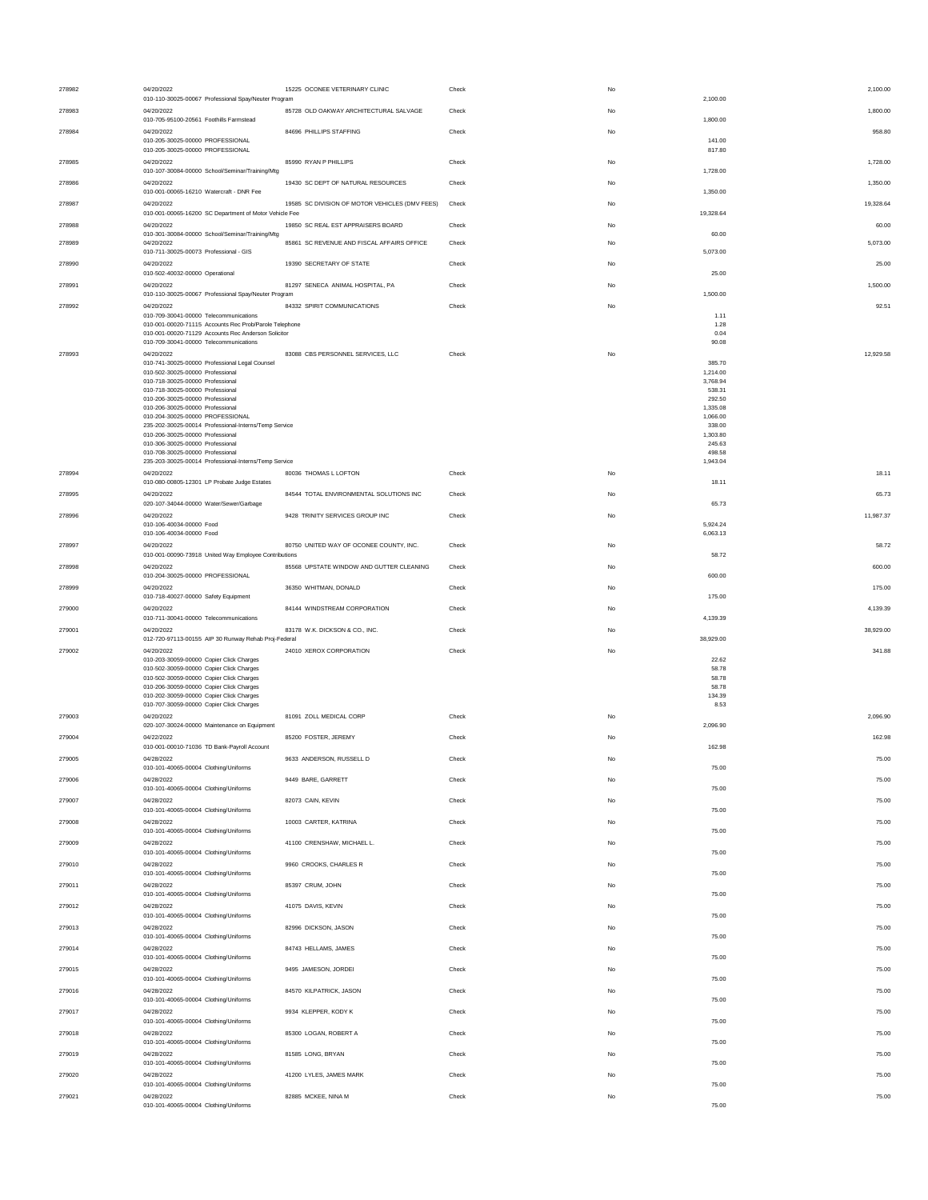| Check # | Date / Account | Vendor | Type | Void | Line Amount | Check Amount |
|---|---|---|---|---|---|---|
| 278982 | 04/20/2022 | 15225 OCONEE VETERINARY CLINIC | Check | No | | 2,100.00 |
| | 010-110-30025-00067 Professional Spay/Neuter Program | | | | 2,100.00 | |
| 278983 | 04/20/2022 | 85728 OLD OAKWAY ARCHITECTURAL SALVAGE | Check | No | | 1,800.00 |
| | 010-705-95100-20561 Foothills Farmstead | | | | 1,800.00 | |
| 278984 | 04/20/2022 | 84696 PHILLIPS STAFFING | Check | No | | 958.80 |
| | 010-205-30025-00000 PROFESSIONAL | | | | 141.00 | |
| | 010-205-30025-00000 PROFESSIONAL | | | | 817.80 | |
| 278985 | 04/20/2022 | 85990 RYAN P PHILLIPS | Check | No | | 1,728.00 |
| | 010-107-30084-00000 School/Seminar/Training/Mtg | | | | 1,728.00 | |
| 278986 | 04/20/2022 | 19430 SC DEPT OF NATURAL RESOURCES | Check | No | | 1,350.00 |
| | 010-001-00065-16210 Watercraft - DNR Fee | | | | 1,350.00 | |
| 278987 | 04/20/2022 | 19585 SC DIVISION OF MOTOR VEHICLES (DMV FEES) | Check | No | | 19,328.64 |
| | 010-001-00065-16200 SC Department of Motor Vehicle Fee | | | | 19,328.64 | |
| 278988 | 04/20/2022 | 19850 SC REAL EST APPRAISERS BOARD | Check | No | | 60.00 |
| | 010-301-30084-00000 School/Seminar/Training/Mtg | | | | 60.00 | |
| 278989 | 04/20/2022 | 85861 SC REVENUE AND FISCAL AFFAIRS OFFICE | Check | No | | 5,073.00 |
| | 010-711-30025-00073 Professional - GIS | | | | 5,073.00 | |
| 278990 | 04/20/2022 | 19390 SECRETARY OF STATE | Check | No | | 25.00 |
| | 010-502-40032-00000 Operational | | | | 25.00 | |
| 278991 | 04/20/2022 | 81297 SENECA ANIMAL HOSPITAL, PA | Check | No | | 1,500.00 |
| | 010-110-30025-00067 Professional Spay/Neuter Program | | | | 1,500.00 | |
| 278992 | 04/20/2022 | 84332 SPIRIT COMMUNICATIONS | Check | No | | 92.51 |
| | 010-709-30041-00000 Telecommunications | | | | 1.11 | |
| | 010-001-00020-71115 Accounts Rec Prob/Parole Telephone | | | | 1.28 | |
| | 010-001-00020-71129 Accounts Rec Anderson Solicitor | | | | 0.04 | |
| | 010-709-30041-00000 Telecommunications | | | | 90.08 | |
| 278993 | 04/20/2022 | 83088 CBS PERSONNEL SERVICES, LLC | Check | No | | 12,929.58 |
| | 010-741-30025-00000 Professional Legal Counsel | | | | 385.70 | |
| | 010-502-30025-00000 Professional | | | | 1,214.00 | |
| | 010-718-30025-00000 Professional | | | | 3,768.94 | |
| | 010-718-30025-00000 Professional | | | | 538.31 | |
| | 010-206-30025-00000 Professional | | | | 292.50 | |
| | 010-206-30025-00000 Professional | | | | 1,335.08 | |
| | 010-204-30025-00000 PROFESSIONAL | | | | 1,066.00 | |
| | 235-202-30025-00014 Professional-Interns/Temp Service | | | | 338.00 | |
| | 010-206-30025-00000 Professional | | | | 1,303.80 | |
| | 010-306-30025-00000 Professional | | | | 245.63 | |
| | 010-708-30025-00000 Professional | | | | 498.58 | |
| | 235-203-30025-00014 Professional-Interns/Temp Service | | | | 1,943.04 | |
| 278994 | 04/20/2022 | 80036 THOMAS L LOFTON | Check | No | | 18.11 |
| | 010-080-00805-12301 LP Probate Judge Estates | | | | 18.11 | |
| 278995 | 04/20/2022 | 84544 TOTAL ENVIRONMENTAL SOLUTIONS INC | Check | No | | 65.73 |
| | 020-107-34044-00000 Water/Sewer/Garbage | | | | 65.73 | |
| 278996 | 04/20/2022 | 9428 TRINITY SERVICES GROUP INC | Check | No | | 11,987.37 |
| | 010-106-40034-00000 Food | | | | 5,924.24 | |
| | 010-106-40034-00000 Food | | | | 6,063.13 | |
| 278997 | 04/20/2022 | 80750 UNITED WAY OF OCONEE COUNTY, INC. | Check | No | | 58.72 |
| | 010-001-00090-73918 United Way Employee Contributions | | | | 58.72 | |
| 278998 | 04/20/2022 | 85568 UPSTATE WINDOW AND GUTTER CLEANING | Check | No | | 600.00 |
| | 010-204-30025-00000 PROFESSIONAL | | | | 600.00 | |
| 278999 | 04/20/2022 | 36350 WHITMAN, DONALD | Check | No | | 175.00 |
| | 010-718-40027-00000 Safety Equipment | | | | 175.00 | |
| 279000 | 04/20/2022 | 84144 WINDSTREAM CORPORATION | Check | No | | 4,139.39 |
| | 010-711-30041-00000 Telecommunications | | | | 4,139.39 | |
| 279001 | 04/20/2022 | 83178 W.K. DICKSON & CO., INC. | Check | No | | 38,929.00 |
| | 012-720-97113-00155 AIP 30 Runway Rehab Proj-Federal | | | | 38,929.00 | |
| 279002 | 04/20/2022 | 24010 XEROX CORPORATION | Check | No | | 341.88 |
| | 010-203-30059-00000 Copier Click Charges | | | | 22.62 | |
| | 010-502-30059-00000 Copier Click Charges | | | | 58.78 | |
| | 010-502-30059-00000 Copier Click Charges | | | | 58.78 | |
| | 010-206-30059-00000 Copier Click Charges | | | | 58.78 | |
| | 010-202-30059-00000 Copier Click Charges | | | | 134.39 | |
| | 010-707-30059-00000 Copier Click Charges | | | | 8.53 | |
| 279003 | 04/20/2022 | 81091 ZOLL MEDICAL CORP | Check | No | | 2,096.90 |
| | 020-107-30024-00000 Maintenance on Equipment | | | | 2,096.90 | |
| 279004 | 04/22/2022 | 85200 FOSTER, JEREMY | Check | No | | 162.98 |
| | 010-001-00010-71036 TD Bank-Payroll Account | | | | 162.98 | |
| 279005 | 04/28/2022 | 9633 ANDERSON, RUSSELL D | Check | No | | 75.00 |
| | 010-101-40065-00004 Clothing/Uniforms | | | | 75.00 | |
| 279006 | 04/28/2022 | 9449 BARE, GARRETT | Check | No | | 75.00 |
| | 010-101-40065-00004 Clothing/Uniforms | | | | 75.00 | |
| 279007 | 04/28/2022 | 82073 CAIN, KEVIN | Check | No | | 75.00 |
| | 010-101-40065-00004 Clothing/Uniforms | | | | 75.00 | |
| 279008 | 04/28/2022 | 10003 CARTER, KATRINA | Check | No | | 75.00 |
| | 010-101-40065-00004 Clothing/Uniforms | | | | 75.00 | |
| 279009 | 04/28/2022 | 41100 CRENSHAW, MICHAEL L. | Check | No | | 75.00 |
| | 010-101-40065-00004 Clothing/Uniforms | | | | 75.00 | |
| 279010 | 04/28/2022 | 9960 CROOKS, CHARLES R | Check | No | | 75.00 |
| | 010-101-40065-00004 Clothing/Uniforms | | | | 75.00 | |
| 279011 | 04/28/2022 | 85397 CRUM, JOHN | Check | No | | 75.00 |
| | 010-101-40065-00004 Clothing/Uniforms | | | | 75.00 | |
| 279012 | 04/28/2022 | 41075 DAVIS, KEVIN | Check | No | | 75.00 |
| | 010-101-40065-00004 Clothing/Uniforms | | | | 75.00 | |
| 279013 | 04/28/2022 | 82996 DICKSON, JASON | Check | No | | 75.00 |
| | 010-101-40065-00004 Clothing/Uniforms | | | | 75.00 | |
| 279014 | 04/28/2022 | 84743 HELLAMS, JAMES | Check | No | | 75.00 |
| | 010-101-40065-00004 Clothing/Uniforms | | | | 75.00 | |
| 279015 | 04/28/2022 | 9495 JAMESON, JORDEI | Check | No | | 75.00 |
| | 010-101-40065-00004 Clothing/Uniforms | | | | 75.00 | |
| 279016 | 04/28/2022 | 84570 KILPATRICK, JASON | Check | No | | 75.00 |
| | 010-101-40065-00004 Clothing/Uniforms | | | | 75.00 | |
| 279017 | 04/28/2022 | 9934 KLEPPER, KODY K | Check | No | | 75.00 |
| | 010-101-40065-00004 Clothing/Uniforms | | | | 75.00 | |
| 279018 | 04/28/2022 | 85300 LOGAN, ROBERT A | Check | No | | 75.00 |
| | 010-101-40065-00004 Clothing/Uniforms | | | | 75.00 | |
| 279019 | 04/28/2022 | 81585 LONG, BRYAN | Check | No | | 75.00 |
| | 010-101-40065-00004 Clothing/Uniforms | | | | 75.00 | |
| 279020 | 04/28/2022 | 41200 LYLES, JAMES MARK | Check | No | | 75.00 |
| | 010-101-40065-00004 Clothing/Uniforms | | | | 75.00 | |
| 279021 | 04/28/2022 | 82885 MCKEE, NINA M | Check | No | | 75.00 |
| | 010-101-40065-00004 Clothing/Uniforms | | | | 75.00 | |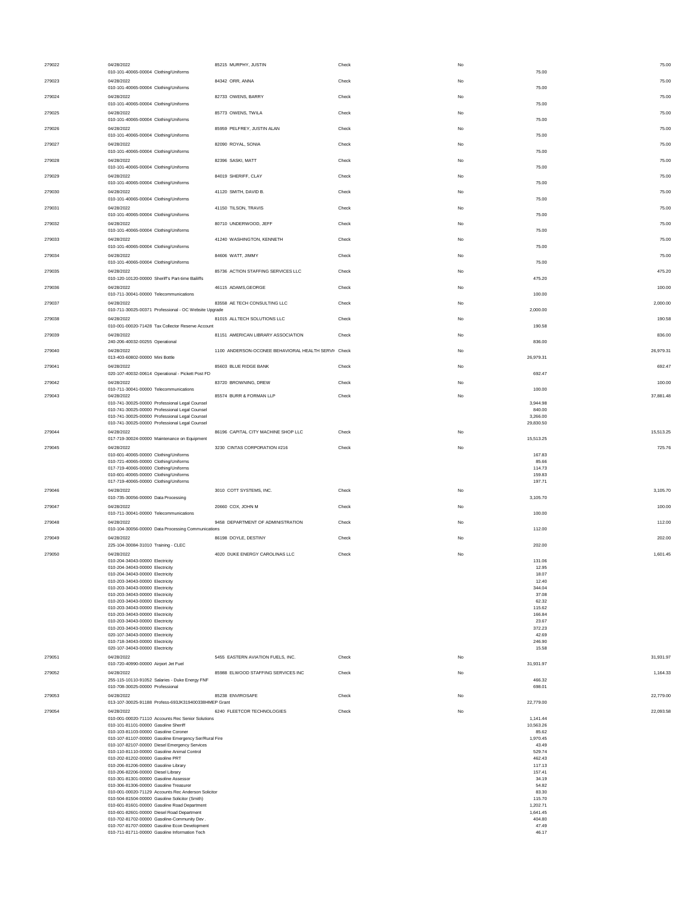| Check # | Date / Account | Vendor | Type | Void | Line Amount | Check Amount |
|---|---|---|---|---|---|---|
| 279022 | 04/28/2022 | 85215 MURPHY, JUSTIN | Check | No | | 75.00 |
| | 010-101-40065-00004 Clothing/Uniforms | | | | 75.00 | |
| 279023 | 04/28/2022 | 84342 ORR, ANNA | Check | No | | 75.00 |
| | 010-101-40065-00004 Clothing/Uniforms | | | | 75.00 | |
| 279024 | 04/28/2022 | 82733 OWENS, BARRY | Check | No | | 75.00 |
| | 010-101-40065-00004 Clothing/Uniforms | | | | 75.00 | |
| 279025 | 04/28/2022 | 85773 OWENS, TWILA | Check | No | | 75.00 |
| | 010-101-40065-00004 Clothing/Uniforms | | | | 75.00 | |
| 279026 | 04/28/2022 | 85959 PELFREY, JUSTIN ALAN | Check | No | | 75.00 |
| | 010-101-40065-00004 Clothing/Uniforms | | | | 75.00 | |
| 279027 | 04/28/2022 | 82090 ROYAL, SONIA | Check | No | | 75.00 |
| | 010-101-40065-00004 Clothing/Uniforms | | | | 75.00 | |
| 279028 | 04/28/2022 | 82396 SASKI, MATT | Check | No | | 75.00 |
| | 010-101-40065-00004 Clothing/Uniforms | | | | 75.00 | |
| 279029 | 04/28/2022 | 84019 SHERIFF, CLAY | Check | No | | 75.00 |
| | 010-101-40065-00004 Clothing/Uniforms | | | | 75.00 | |
| 279030 | 04/28/2022 | 41120 SMITH, DAVID B. | Check | No | | 75.00 |
| | 010-101-40065-00004 Clothing/Uniforms | | | | 75.00 | |
| 279031 | 04/28/2022 | 41150 TILSON, TRAVIS | Check | No | | 75.00 |
| | 010-101-40065-00004 Clothing/Uniforms | | | | 75.00 | |
| 279032 | 04/28/2022 | 80710 UNDERWOOD, JEFF | Check | No | | 75.00 |
| | 010-101-40065-00004 Clothing/Uniforms | | | | 75.00 | |
| 279033 | 04/28/2022 | 41240 WASHINGTON, KENNETH | Check | No | | 75.00 |
| | 010-101-40065-00004 Clothing/Uniforms | | | | 75.00 | |
| 279034 | 04/28/2022 | 84606 WATT, JIMMY | Check | No | | 75.00 |
| | 010-101-40065-00004 Clothing/Uniforms | | | | 75.00 | |
| 279035 | 04/28/2022 | 85736 ACTION STAFFING SERVICES LLC | Check | No | | 475.20 |
| | 010-120-10120-00000 Sheriff's Part-time Bailiffs | | | | 475.20 | |
| 279036 | 04/28/2022 | 46115 ADAMS,GEORGE | Check | No | | 100.00 |
| | 010-711-30041-00000 Telecommunications | | | | 100.00 | |
| 279037 | 04/28/2022 | 83558 AE TECH CONSULTING LLC | Check | No | | 2,000.00 |
| | 010-711-30025-00371 Professional - OC Website Upgrade | | | | 2,000.00 | |
| 279038 | 04/28/2022 | 81015 ALLTECH SOLUTIONS LLC | Check | No | | 190.58 |
| | 010-001-00020-71428 Tax Collector Reserve Account | | | | 190.58 | |
| 279039 | 04/28/2022 | 81151 AMERICAN LIBRARY ASSOCIATION | Check | No | | 836.00 |
| | 240-206-40032-00255 Operational | | | | 836.00 | |
| 279040 | 04/28/2022 | 1100 ANDERSON-OCONEE BEHAVIORAL HEALTH SERVI | Check | No | | 26,979.31 |
| | 013-403-60802-00000 Mini Bottle | | | | 26,979.31 | |
| 279041 | 04/28/2022 | 85603 BLUE RIDGE BANK | Check | No | | 692.47 |
| | 020-107-40032-00614 Operational - Pickett Post FD | | | | 692.47 | |
| 279042 | 04/28/2022 | 83720 BROWNING, DREW | Check | No | | 100.00 |
| | 010-711-30041-00000 Telecommunications | | | | 100.00 | |
| 279043 | 04/28/2022 | 85574 BURR & FORMAN LLP | Check | No | | 37,881.48 |
| | 010-741-30025-00000 Professional Legal Counsel | | | | 3,944.98 | |
| | 010-741-30025-00000 Professional Legal Counsel | | | | 840.00 | |
| | 010-741-30025-00000 Professional Legal Counsel | | | | 3,266.00 | |
| | 010-741-30025-00000 Professional Legal Counsel | | | | 29,830.50 | |
| 279044 | 04/28/2022 | 86196 CAPITAL CITY MACHINE SHOP LLC | Check | No | | 15,513.25 |
| | 017-719-30024-00000 Maintenance on Equipment | | | | 15,513.25 | |
| 279045 | 04/28/2022 | 3230 CINTAS CORPORATION #216 | Check | No | | 725.76 |
| | 010-601-40065-00000 Clothing/Uniforms | | | | 167.83 | |
| | 010-721-40065-00000 Clothing/Uniforms | | | | 85.66 | |
| | 017-719-40065-00000 Clothing/Uniforms | | | | 114.73 | |
| | 010-601-40065-00000 Clothing/Uniforms | | | | 159.83 | |
| | 017-719-40065-00000 Clothing/Uniforms | | | | 197.71 | |
| 279046 | 04/28/2022 | 3010 COTT SYSTEMS, INC. | Check | No | | 3,105.70 |
| | 010-735-30056-00000 Data Processing | | | | 3,105.70 | |
| 279047 | 04/28/2022 | 20660 COX, JOHN M | Check | No | | 100.00 |
| | 010-711-30041-00000 Telecommunications | | | | 100.00 | |
| 279048 | 04/28/2022 | 9458 DEPARTMENT OF ADMINISTRATION | Check | No | | 112.00 |
| | 010-104-30056-00000 Data Processing Communications | | | | 112.00 | |
| 279049 | 04/28/2022 | 86198 DOYLE, DESTINY | Check | No | | 202.00 |
| | 225-104-30084-31010 Training - CLEC | | | | 202.00 | |
| 279050 | 04/28/2022 | 4020 DUKE ENERGY CAROLINAS LLC | Check | No | | 1,601.45 |
| | 010-204-34043-00000 Electricity | | | | 131.06 | |
| | 010-204-34043-00000 Electricity | | | | 12.95 | |
| | 010-204-34043-00000 Electricity | | | | 18.07 | |
| | 010-203-34043-00000 Electricity | | | | 12.40 | |
| | 010-203-34043-00000 Electricity | | | | 344.04 | |
| | 010-203-34043-00000 Electricity | | | | 37.08 | |
| | 010-203-34043-00000 Electricity | | | | 62.32 | |
| | 010-203-34043-00000 Electricity | | | | 115.62 | |
| | 010-203-34043-00000 Electricity | | | | 166.84 | |
| | 010-203-34043-00000 Electricity | | | | 23.67 | |
| | 010-203-34043-00000 Electricity | | | | 372.23 | |
| | 020-107-34043-00000 Electricity | | | | 42.69 | |
| | 010-718-34043-00000 Electricity | | | | 246.90 | |
| | 020-107-34043-00000 Electricity | | | | 15.58 | |
| 279051 | 04/28/2022 | 5455 EASTERN AVIATION FUELS, INC. | Check | No | | 31,931.97 |
| | 010-720-40990-00000 Airport Jet Fuel | | | | 31,931.97 | |
| 279052 | 04/28/2022 | 85988 ELWOOD STAFFING SERVICES INC | Check | No | | 1,164.33 |
| | 255-115-10110-91052 Salaries - Duke Energy FNF | | | | 466.32 | |
| | 010-708-30025-00000 Professional | | | | 698.01 | |
| 279053 | 04/28/2022 | 85238 ENVIROSAFE | Check | No | | 22,779.00 |
| | 013-107-30025-91188 Profess-693JK319400338HMEP Grant | | | | 22,779.00 | |
| 279054 | 04/28/2022 | 6240 FLEETCOR TECHNOLOGIES | Check | No | | 22,093.58 |
| | 010-001-00020-71110 Accounts Rec Senior Solutions | | | | 1,141.44 | |
| | 010-101-81101-00000 Gasoline Sheriff | | | | 10,563.26 | |
| | 010-103-81103-00000 Gasoline Coroner | | | | 85.62 | |
| | 010-107-81107-00000 Gasoline Emergency Ser/Rural Fire | | | | 1,970.45 | |
| | 010-107-82107-00000 Diesel Emergency Services | | | | 43.49 | |
| | 010-110-81110-00000 Gasoline Animal Control | | | | 529.74 | |
| | 010-202-81202-00000 Gasoline PRT | | | | 462.43 | |
| | 010-206-81206-00000 Gasoline Library | | | | 117.13 | |
| | 010-206-82206-00000 Diesel Library | | | | 157.41 | |
| | 010-301-81301-00000 Gasoline Assessor | | | | 34.19 | |
| | 010-306-81306-00000 Gasoline Treasurer | | | | 54.82 | |
| | 010-001-00020-71129 Accounts Rec Anderson Solicitor | | | | 83.30 | |
| | 010-504-81504-00000 Gasoline Solicitor (Smith) | | | | 115.70 | |
| | 010-601-81601-00000 Gasoline Road Department | | | | 1,202.71 | |
| | 010-601-82601-00000 Diesel Road Department | | | | 1,641.45 | |
| | 010-702-81702-00000 Gasoline-Community Dev . | | | | 404.80 | |
| | 010-707-81707-00000 Gasoline Econ Development | | | | 47.49 | |
| | 010-711-81711-00000 Gasoline Information Tech | | | | 46.17 | |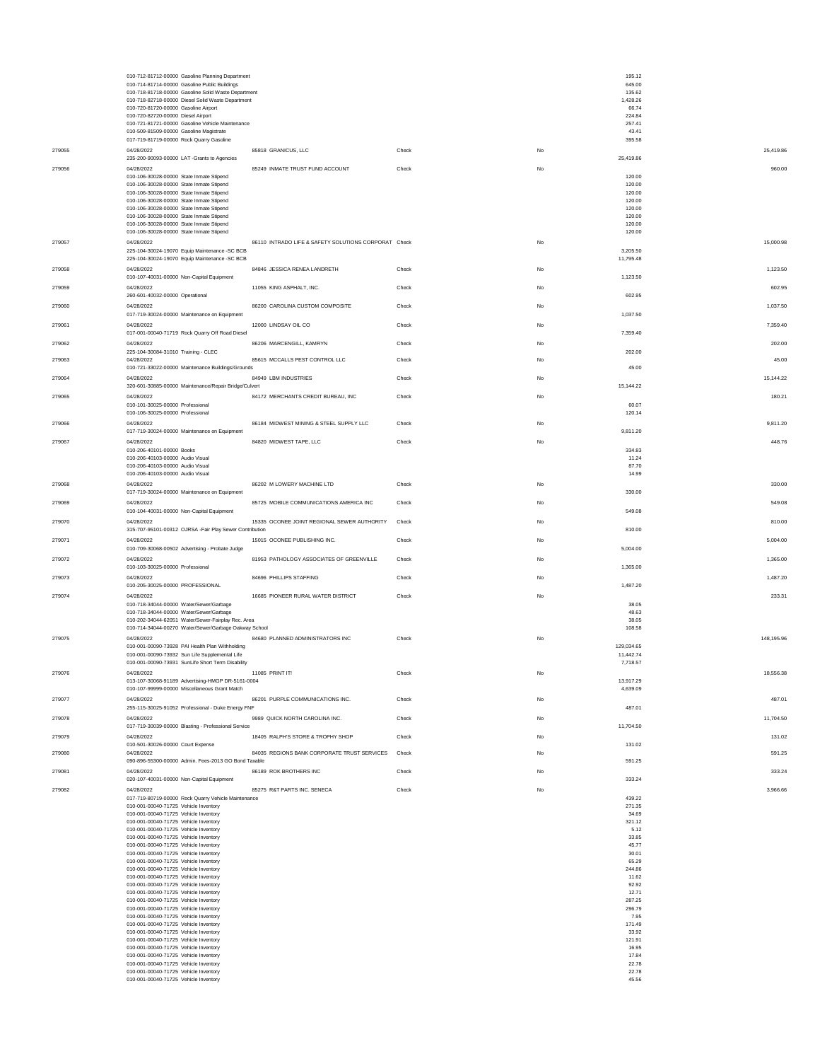| Check # | Date / Account | Vendor | Type | Void | Line Amount | Check Amount |
|---|---|---|---|---|---|---|
| | 010-712-81712-00000 Gasoline Planning Department | | | | 195.12 | |
| | 010-714-81714-00000 Gasoline Public Buildings | | | | 645.00 | |
| | 010-718-81718-00000 Gasoline Solid Waste Department | | | | 135.62 | |
| | 010-718-82718-00000 Diesel Solid Waste Department | | | | 1,428.26 | |
| | 010-720-81720-00000 Gasoline Airport | | | | 66.74 | |
| | 010-720-82720-00000 Diesel Airport | | | | 224.84 | |
| | 010-721-81721-00000 Gasoline Vehicle Maintenance | | | | 257.41 | |
| | 010-509-81509-00000 Gasoline Magistrate | | | | 43.41 | |
| | 017-719-81719-00000 Rock Quarry Gasoline | | | | 395.58 | |
| 279055 | 04/28/2022 | 85818 GRANICUS, LLC | Check | No | | 25,419.86 |
| | 235-200-90093-00000 LAT -Grants to Agencies | | | | 25,419.86 | |
| 279056 | 04/28/2022 | 85249 INMATE TRUST FUND ACCOUNT | Check | No | | 960.00 |
| | 010-106-30028-00000 State Inmate Stipend | | | | 120.00 | |
| | 010-106-30028-00000 State Inmate Stipend | | | | 120.00 | |
| | 010-106-30028-00000 State Inmate Stipend | | | | 120.00 | |
| | 010-106-30028-00000 State Inmate Stipend | | | | 120.00 | |
| | 010-106-30028-00000 State Inmate Stipend | | | | 120.00 | |
| | 010-106-30028-00000 State Inmate Stipend | | | | 120.00 | |
| | 010-106-30028-00000 State Inmate Stipend | | | | 120.00 | |
| | 010-106-30028-00000 State Inmate Stipend | | | | 120.00 | |
| 279057 | 04/28/2022 | 86110 INTRADO LIFE & SAFETY SOLUTIONS CORPORAT | Check | No | | 15,000.98 |
| | 225-104-30024-19070 Equip Maintenance -SC BCB | | | | 3,205.50 | |
| | 225-104-30024-19070 Equip Maintenance -SC BCB | | | | 11,795.48 | |
| 279058 | 04/28/2022 | 84846 JESSICA RENEA LANDRETH | Check | No | | 1,123.50 |
| | 010-107-40031-00000 Non-Capital Equipment | | | | 1,123.50 | |
| 279059 | 04/28/2022 | 11055 KING ASPHALT, INC. | Check | No | | 602.95 |
| | 260-601-40032-00000 Operational | | | | 602.95 | |
| 279060 | 04/28/2022 | 86200 CAROLINA CUSTOM COMPOSITE | Check | No | | 1,037.50 |
| | 017-719-30024-00000 Maintenance on Equipment | | | | 1,037.50 | |
| 279061 | 04/28/2022 | 12000 LINDSAY OIL CO | Check | No | | 7,359.40 |
| | 017-001-00040-71719 Rock Quarry Off Road Diesel | | | | 7,359.40 | |
| 279062 | 04/28/2022 | 86206 MARCENGILL, KAMRYN | Check | No | | 202.00 |
| | 225-104-30084-31010 Training - CLEC | | | | 202.00 | |
| 279063 | 04/28/2022 | 85615 MCCALLS PEST CONTROL LLC | Check | No | | 45.00 |
| | 010-721-33022-00000 Maintenance Buildings/Grounds | | | | 45.00 | |
| 279064 | 04/28/2022 | 84949 LBM INDUSTRIES | Check | No | | 15,144.22 |
| | 320-601-30885-00000 Maintenance/Repair Bridge/Culvert | | | | 15,144.22 | |
| 279065 | 04/28/2022 | 84172 MERCHANTS CREDIT BUREAU, INC | Check | No | | 180.21 |
| | 010-101-30025-00000 Professional | | | | 60.07 | |
| | 010-106-30025-00000 Professional | | | | 120.14 | |
| 279066 | 04/28/2022 | 86184 MIDWEST MINING & STEEL SUPPLY LLC | Check | No | | 9,811.20 |
| | 017-719-30024-00000 Maintenance on Equipment | | | | 9,811.20 | |
| 279067 | 04/28/2022 | 84820 MIDWEST TAPE, LLC | Check | No | | 448.76 |
| | 010-206-40101-00000 Books | | | | 334.83 | |
| | 010-206-40103-00000 Audio Visual | | | | 11.24 | |
| | 010-206-40103-00000 Audio Visual | | | | 87.70 | |
| | 010-206-40103-00000 Audio Visual | | | | 14.99 | |
| 279068 | 04/28/2022 | 86202 M LOWERY MACHINE LTD | Check | No | | 330.00 |
| | 017-719-30024-00000 Maintenance on Equipment | | | | 330.00 | |
| 279069 | 04/28/2022 | 85725 MOBILE COMMUNICATIONS AMERICA INC | Check | No | | 549.08 |
| | 010-104-40031-00000 Non-Capital Equipment | | | | 549.08 | |
| 279070 | 04/28/2022 | 15335 OCONEE JOINT REGIONAL SEWER AUTHORITY | Check | No | | 810.00 |
| | 315-707-95101-00312 OJRSA -Fair Play Sewer Contribution | | | | 810.00 | |
| 279071 | 04/28/2022 | 15015 OCONEE PUBLISHING INC. | Check | No | | 5,004.00 |
| | 010-709-30068-00502 Advertising - Probate Judge | | | | 5,004.00 | |
| 279072 | 04/28/2022 | 81953 PATHOLOGY ASSOCIATES OF GREENVILLE | Check | No | | 1,365.00 |
| | 010-103-30025-00000 Professional | | | | 1,365.00 | |
| 279073 | 04/28/2022 | 84696 PHILLIPS STAFFING | Check | No | | 1,487.20 |
| | 010-205-30025-00000 PROFESSIONAL | | | | 1,487.20 | |
| 279074 | 04/28/2022 | 16685 PIONEER RURAL WATER DISTRICT | Check | No | | 233.31 |
| | 010-718-34044-00000 Water/Sewer/Garbage | | | | 38.05 | |
| | 010-718-34044-00000 Water/Sewer/Garbage | | | | 48.63 | |
| | 010-202-34044-62051 Water/Sewer-Fairplay Rec. Area | | | | 38.05 | |
| | 010-714-34044-00270 Water/Sewer/Garbage Oakway School | | | | 108.58 | |
| 279075 | 04/28/2022 | 84680 PLANNED ADMINISTRATORS INC | Check | No | | 148,195.96 |
| | 010-001-00090-73928 PAI Health Plan Withholding | | | | 129,034.65 | |
| | 010-001-00090-73932 Sun Life Supplemental Life | | | | 11,442.74 | |
| | 010-001-00090-73931 SunLife Short Term Disability | | | | 7,718.57 | |
| 279076 | 04/28/2022 | 11085 PRINT IT! | Check | No | | 18,556.38 |
| | 013-107-30068-91189 Advertising-HMGP DR-5161-0004 | | | | 13,917.29 | |
| | 010-107-99999-00000 Miscellaneous Grant Match | | | | 4,639.09 | |
| 279077 | 04/28/2022 | 86201 PURPLE COMMUNICATIONS INC. | Check | No | | 487.01 |
| | 255-115-30025-91052 Professional - Duke Energy FNF | | | | 487.01 | |
| 279078 | 04/28/2022 | 9989 QUICK NORTH CAROLINA INC. | Check | No | | 11,704.50 |
| | 017-719-30039-00000 Blasting - Professional Service | | | | 11,704.50 | |
| 279079 | 04/28/2022 | 18405 RALPH'S STORE & TROPHY SHOP | Check | No | | 131.02 |
| | 010-501-30026-00000 Court Expense | | | | 131.02 | |
| 279080 | 04/28/2022 | 84035 REGIONS BANK CORPORATE TRUST SERVICES | Check | No | | 591.25 |
| | 090-896-55300-00000 Admin. Fees-2013 GO Bond Taxable | | | | 591.25 | |
| 279081 | 04/28/2022 | 86189 ROK BROTHERS INC | Check | No | | 333.24 |
| | 020-107-40031-00000 Non-Capital Equipment | | | | 333.24 | |
| 279082 | 04/28/2022 | 85275 R&T PARTS INC. SENECA | Check | No | | 3,966.66 |
| | 017-719-80719-00000 Rock Quarry Vehicle Maintenance | | | | 439.22 | |
| | 010-001-00040-71725 Vehicle Inventory | | | | 271.35 | |
| | 010-001-00040-71725 Vehicle Inventory | | | | 34.69 | |
| | 010-001-00040-71725 Vehicle Inventory | | | | 321.12 | |
| | 010-001-00040-71725 Vehicle Inventory | | | | 5.12 | |
| | 010-001-00040-71725 Vehicle Inventory | | | | 33.85 | |
| | 010-001-00040-71725 Vehicle Inventory | | | | 45.77 | |
| | 010-001-00040-71725 Vehicle Inventory | | | | 30.01 | |
| | 010-001-00040-71725 Vehicle Inventory | | | | 65.29 | |
| | 010-001-00040-71725 Vehicle Inventory | | | | 244.86 | |
| | 010-001-00040-71725 Vehicle Inventory | | | | 11.62 | |
| | 010-001-00040-71725 Vehicle Inventory | | | | 92.92 | |
| | 010-001-00040-71725 Vehicle Inventory | | | | 12.71 | |
| | 010-001-00040-71725 Vehicle Inventory | | | | 287.25 | |
| | 010-001-00040-71725 Vehicle Inventory | | | | 296.79 | |
| | 010-001-00040-71725 Vehicle Inventory | | | | 7.95 | |
| | 010-001-00040-71725 Vehicle Inventory | | | | 171.49 | |
| | 010-001-00040-71725 Vehicle Inventory | | | | 33.92 | |
| | 010-001-00040-71725 Vehicle Inventory | | | | 121.91 | |
| | 010-001-00040-71725 Vehicle Inventory | | | | 16.95 | |
| | 010-001-00040-71725 Vehicle Inventory | | | | 17.84 | |
| | 010-001-00040-71725 Vehicle Inventory | | | | 22.78 | |
| | 010-001-00040-71725 Vehicle Inventory | | | | 22.78 | |
| | 010-001-00040-71725 Vehicle Inventory | | | | 45.56 | |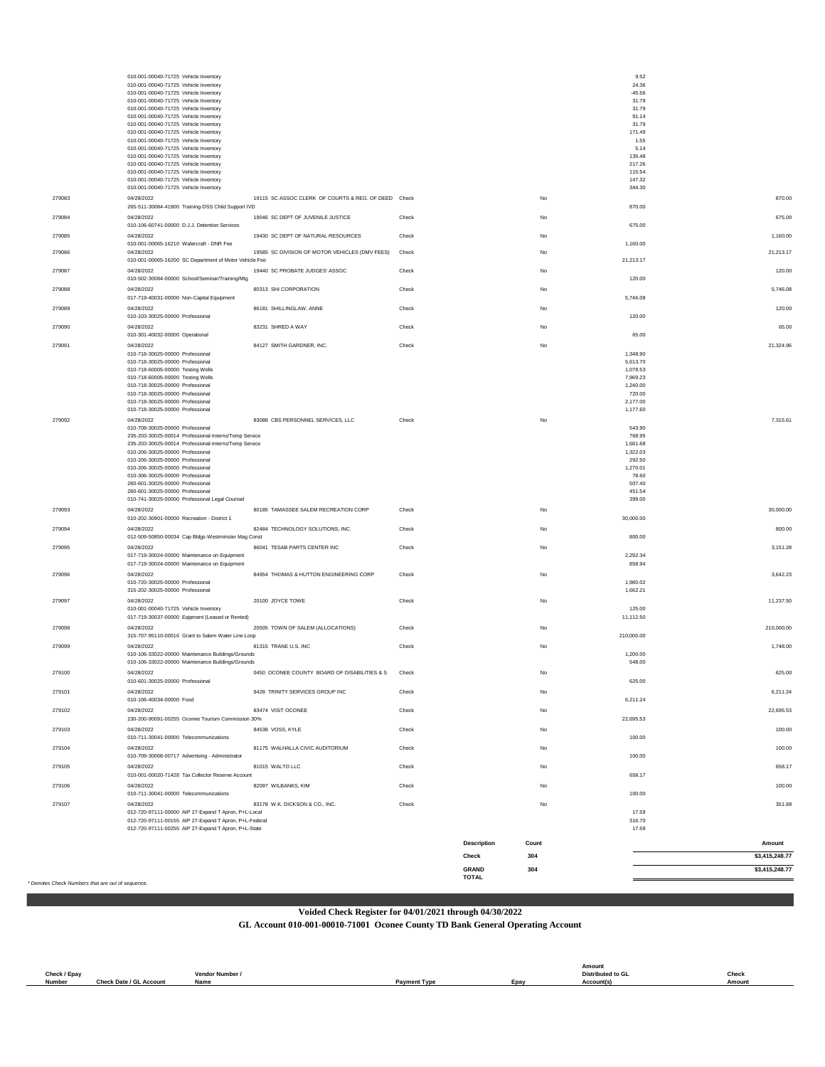| Check / Epay Number | Check Date / GL Account | Vendor Number / Name | Payment Type | Epay | Amount Distributed to GL Account(s) | Check Amount |
|---|---|---|---|---|---|---|
| | 010-001-00040-71725 Vehicle Inventory | | | | 9.52 | |
| | 010-001-00040-71725 Vehicle Inventory | | | | 24.36 | |
| | 010-001-00040-71725 Vehicle Inventory | | | | -45.56 | |
| | 010-001-00040-71725 Vehicle Inventory | | | | 31.79 | |
| | 010-001-00040-71725 Vehicle Inventory | | | | 31.79 | |
| | 010-001-00040-71725 Vehicle Inventory | | | | 91.14 | |
| | 010-001-00040-71725 Vehicle Inventory | | | | 31.79 | |
| | 010-001-00040-71725 Vehicle Inventory | | | | 171.49 | |
| | 010-001-00040-71725 Vehicle Inventory | | | | 1.55 | |
| | 010-001-00040-71725 Vehicle Inventory | | | | 5.14 | |
| | 010-001-00040-71725 Vehicle Inventory | | | | 135.48 | |
| | 010-001-00040-71725 Vehicle Inventory | | | | 217.26 | |
| | 010-001-00040-71725 Vehicle Inventory | | | | 115.54 | |
| | 010-001-00040-71725 Vehicle Inventory | | | | 147.32 | |
| | 010-001-00040-71725 Vehicle Inventory | | | | 344.30 | |
| 279083 | 04/28/2022 | 19115 SC ASSOC CLERK OF COURTS & REG. OF DEED | Check | No | | 870.00 |
| | 265-511-30084-41900 Training-DSS Child Support IVD | | | | 870.00 | |
| 279084 | 04/28/2022 | 19046 SC DEPT OF JUVENILE JUSTICE | Check | No | | 675.00 |
| | 010-106-60741-00000 D.J.J. Detention Services | | | | 675.00 | |
| 279085 | 04/28/2022 | 19430 SC DEPT OF NATURAL RESOURCES | Check | No | | 1,160.00 |
| | 010-001-00065-16210 Watercraft - DNR Fee | | | | 1,160.00 | |
| 279086 | 04/28/2022 | 19585 SC DIVISION OF MOTOR VEHICLES (DMV FEES) | Check | No | | 21,213.17 |
| | 010-001-00065-16200 SC Department of Motor Vehicle Fee | | | | 21,213.17 | |
| 279087 | 04/28/2022 | 19440 SC PROBATE JUDGES' ASSOC | Check | No | | 120.00 |
| | 010-502-30084-00000 School/Seminar/Training/Mtg | | | | 120.00 | |
| 279088 | 04/28/2022 | 80313 SHI CORPORATION | Check | No | | 5,746.08 |
| | 017-719-40031-00000 Non-Capital Equipment | | | | 5,746.08 | |
| 279089 | 04/28/2022 | 86181 SHILLINGLAW, ANNE | Check | No | | 120.00 |
| | 010-103-30025-00000 Professional | | | | 120.00 | |
| 279090 | 04/28/2022 | 83231 SHRED A WAY | Check | No | | 65.00 |
| | 010-301-40032-00000 Operational | | | | 65.00 | |
| 279091 | 04/28/2022 | 84127 SMITH GARDNER, INC. | Check | No | | 21,324.96 |
| | 010-718-30025-00000 Professional | | | | 1,348.90 | |
| | 010-718-30025-00000 Professional | | | | 5,613.70 | |
| | 010-718-60005-00000 Testing Wells | | | | 1,078.53 | |
| | 010-718-60005-00000 Testing Wells | | | | 7,969.23 | |
| | 010-718-30025-00000 Professional | | | | 1,240.00 | |
| | 010-718-30025-00000 Professional | | | | 720.00 | |
| | 010-718-30025-00000 Professional | | | | 2,177.00 | |
| | 010-718-30025-00000 Professional | | | | 1,177.60 | |
| 279092 | 04/28/2022 | 83088 CBS PERSONNEL SERVICES, LLC | Check | No | | 7,315.61 |
| | 010-708-30025-00000 Professional | | | | 543.90 | |
| | 235-203-30025-00014 Professional-Interns/Temp Service | | | | 768.95 | |
| | 235-203-30025-00014 Professional-Interns/Temp Service | | | | 1,681.68 | |
| | 010-206-30025-00000 Professional | | | | 1,322.03 | |
| | 010-206-30025-00000 Professional | | | | 292.50 | |
| | 010-206-30025-00000 Professional | | | | 1,270.01 | |
| | 010-306-30025-00000 Professional | | | | 78.60 | |
| | 260-601-30025-00000 Professional | | | | 507.40 | |
| | 260-601-30025-00000 Professional | | | | 451.54 | |
| | 010-741-30025-00000 Professional Legal Counsel | | | | 399.00 | |
| 279093 | 04/28/2022 | 80185 TAMASSEE SALEM RECREATION CORP | Check | No | | 30,000.00 |
| | 010-202-30901-00000 Recreation - District 1 | | | | 30,000.00 | |
| 279094 | 04/28/2022 | 82484 TECHNOLOGY SOLUTIONS, INC. | Check | No | | 800.00 |
| | 012-509-50850-00034 Cap Bldgs-Westminster Mag Const | | | | 800.00 | |
| 279095 | 04/28/2022 | 86041 TESAB PARTS CENTER INC | Check | No | | 3,151.28 |
| | 017-719-30024-00000 Maintenance on Equipment | | | | 2,292.34 | |
| | 017-719-30024-00000 Maintenance on Equipment | | | | 858.94 | |
| 279096 | 04/28/2022 | 84954 THOMAS & HUTTON ENGINEERING CORP | Check | No | | 3,642.23 |
| | 010-720-30025-00000 Professional | | | | 1,980.02 | |
| | 315-202-30025-00000 Professional | | | | 1,662.21 | |
| 279097 | 04/28/2022 | 20100 JOYCE TOWE | Check | No | | 11,237.50 |
| | 010-001-00040-71725 Vehicle Inventory | | | | 125.00 | |
| | 017-719-30037-00000 Eqipment (Leased or Rented) | | | | 11,112.50 | |
| 279098 | 04/28/2022 | 20505 TOWN OF SALEM (ALLOCATIONS) | Check | No | | 210,000.00 |
| | 315-707-95110-00016 Grant to Salem Water Line Loop | | | | 210,000.00 | |
| 279099 | 04/28/2022 | 81315 TRANE U.S. INC | Check | No | | 1,748.00 |
| | 010-106-33022-00000 Maintenance Buildings/Grounds | | | | 1,200.00 | |
| | 010-106-33022-00000 Maintenance Buildings/Grounds | | | | 548.00 | |
| 279100 | 04/28/2022 | 0450 OCONEE COUNTY BOARD OF DISABILITIES & S | Check | No | | 625.00 |
| | 010-601-30025-00000 Professional | | | | 625.00 | |
| 279101 | 04/28/2022 | 9428 TRINITY SERVICES GROUP INC | Check | No | | 6,211.24 |
| | 010-106-40034-00000 Food | | | | 6,211.24 | |
| 279102 | 04/28/2022 | 83474 VISIT OCONEE | Check | No | | 22,695.53 |
| | 230-200-90091-00255 Oconee Tourism Commission 30% | | | | 22,695.53 | |
| 279103 | 04/28/2022 | 84538 VOSS, KYLE | Check | No | | 100.00 |
| | 010-711-30041-00000 Telecommunications | | | | 100.00 | |
| 279104 | 04/28/2022 | 81175 WALHALLA CIVIC AUDITORIUM | Check | No | | 100.00 |
| | 010-709-30068-00717 Advertising - Administrator | | | | 100.00 | |
| 279105 | 04/28/2022 | 81015 WALTO LLC | Check | No | | 658.17 |
| | 010-001-00020-71428 Tax Collector Reserve Account | | | | 658.17 | |
| 279106 | 04/28/2022 | 82097 WILBANKS, KIM | Check | No | | 100.00 |
| | 010-711-30041-00000 Telecommunications | | | | 100.00 | |
| 279107 | 04/28/2022 | 83178 W.K. DICKSON & CO., INC. | Check | No | | 351.88 |
| | 012-720-97111-00000 AIP 27-Expand T Apron, P+L-Local | | | | 17.59 | |
| | 012-720-97111-00155 AIP 27-Expand T Apron, P+L-Federal | | | | 316.70 | |
| | 012-720-97111-00255 AIP 27-Expand T Apron, P+L-State | | | | 17.59 | |

| Description | Count | Amount |
|---|---|---|
| Check | 304 | $3,415,248.77 |
| GRAND TOTAL | 304 | $3,415,248.77 |

*\* Denotes Check Numbers that are out of sequence.*

**Voided Check Register for 04/01/2021 through 04/30/2022**

**GL Account 010-001-00010-71001 Oconee County TD Bank General Operating Account**

| Check / Epay Number | Check Date / GL Account | Vendor Number / Name | Payment Type | Epay | Amount Distributed to GL Account(s) | Check Amount |
|---|---|---|---|---|---|---|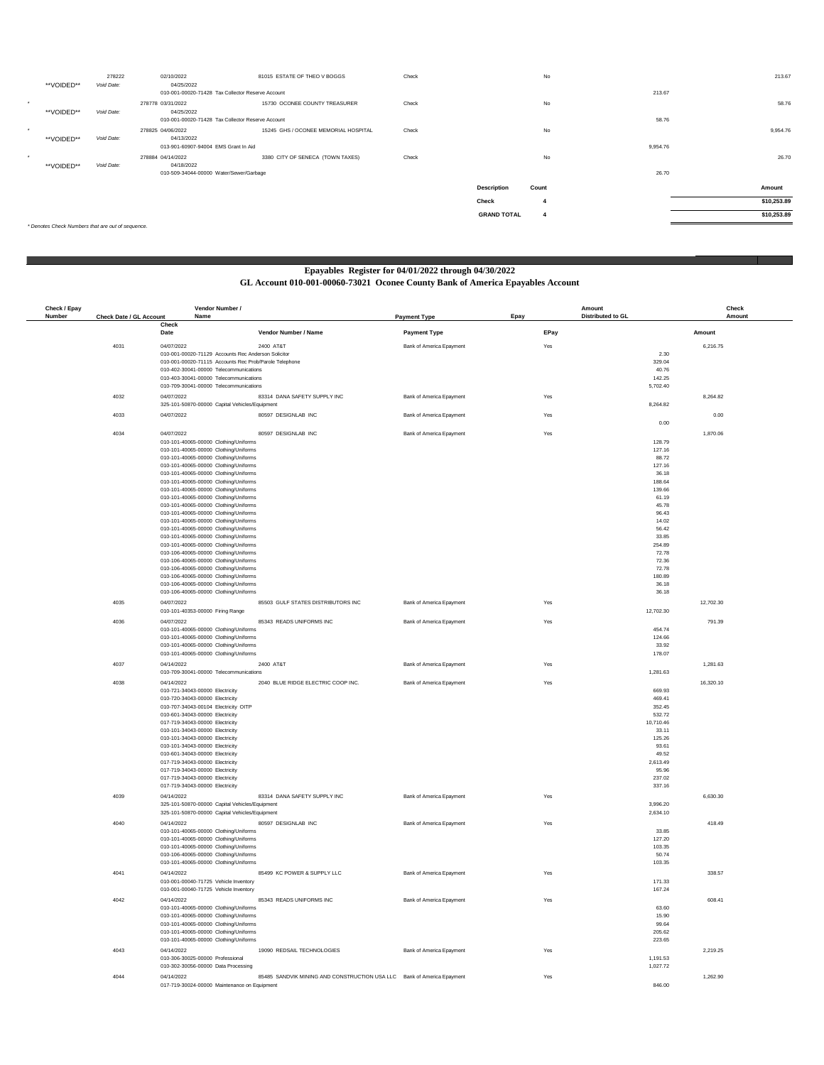| | Check Number | Check Date / GL Account | Vendor Number / Name | Payment Type | EPay | Amount Distributed to GL | Check Amount |
|---|---|---|---|---|---|---|---|
| | 278222 | 02/10/2022 | 81015 ESTATE OF THEO V BOGGS | Check | No | | 213.67 |
| | **VOIDED** | Void Date: 04/25/2022 | | | | | |
| | | 010-001-00020-71428 Tax Collector Reserve Account | | | | 213.67 | |
| * | 278778 | 03/31/2022 | 15730 OCONEE COUNTY TREASURER | Check | No | | 58.76 |
| | **VOIDED** | Void Date: 04/25/2022 | | | | | |
| | | 010-001-00020-71428 Tax Collector Reserve Account | | | | 58.76 | |
| * | 278825 | 04/06/2022 | 15245 GHS / OCONEE MEMORIAL HOSPITAL | Check | No | | 9,954.76 |
| | **VOIDED** | Void Date: 04/13/2022 | | | | | |
| | | 013-901-60907-94004 EMS Grant In Aid | | | | 9,954.76 | |
| * | 278884 | 04/14/2022 | 3380 CITY OF SENECA (TOWN TAXES) | Check | No | | 26.70 |
| | **VOIDED** | Void Date: 04/18/2022 | | | | | |
| | | 010-509-34044-00000 Water/Sewer/Garbage | | | | 26.70 | |

| Description | Count | Amount |
|---|---|---|
| Check | 4 | $10,253.89 |
| GRAND TOTAL | 4 | $10,253.89 |

*\* Denotes Check Numbers that are out of sequence.*

## Epayables Register for 04/01/2022 through 04/30/2022
## GL Account 010-001-00060-73021 Oconee County Bank of America Epayables Account

| Check / Epay Number | Check Date / GL Account | Vendor Number / Name | Payment Type | EPay | Amount Distributed to GL | Check Amount |
|---|---|---|---|---|---|---|
| 4031 | 04/07/2022 | 2400 AT&T | Bank of America Epayment | Yes | | 6,216.75 |
| | 010-001-00020-71129 Accounts Rec Anderson Solicitor | | | | 2.30 | |
| | 010-001-00020-71115 Accounts Rec Prob/Parole Telephone | | | | 329.04 | |
| | 010-402-30041-00000 Telecommunications | | | | 40.76 | |
| | 010-403-30041-00000 Telecommunications | | | | 142.25 | |
| | 010-709-30041-00000 Telecommunications | | | | 5,702.40 | |
| 4032 | 04/07/2022 | 83314 DANA SAFETY SUPPLY INC | Bank of America Epayment | Yes | | 8,264.82 |
| | 325-101-50870-00000 Capital Vehicles/Equipment | | | | 8,264.82 | |
| 4033 | 04/07/2022 | 80597 DESIGNLAB INC | Bank of America Epayment | Yes | | 0.00 |
| | | | | | 0.00 | |
| 4034 | 04/07/2022 | 80597 DESIGNLAB INC | Bank of America Epayment | Yes | | 1,870.06 |
| | 010-101-40065-00000 Clothing/Uniforms | | | | 128.79 | |
| | 010-101-40065-00000 Clothing/Uniforms | | | | 127.16 | |
| | 010-101-40065-00000 Clothing/Uniforms | | | | 88.72 | |
| | 010-101-40065-00000 Clothing/Uniforms | | | | 127.16 | |
| | 010-101-40065-00000 Clothing/Uniforms | | | | 36.18 | |
| | 010-101-40065-00000 Clothing/Uniforms | | | | 188.64 | |
| | 010-101-40065-00000 Clothing/Uniforms | | | | 139.66 | |
| | 010-101-40065-00000 Clothing/Uniforms | | | | 61.19 | |
| | 010-101-40065-00000 Clothing/Uniforms | | | | 45.78 | |
| | 010-101-40065-00000 Clothing/Uniforms | | | | 96.43 | |
| | 010-101-40065-00000 Clothing/Uniforms | | | | 14.02 | |
| | 010-101-40065-00000 Clothing/Uniforms | | | | 56.42 | |
| | 010-101-40065-00000 Clothing/Uniforms | | | | 33.85 | |
| | 010-101-40065-00000 Clothing/Uniforms | | | | 254.89 | |
| | 010-106-40065-00000 Clothing/Uniforms | | | | 72.78 | |
| | 010-106-40065-00000 Clothing/Uniforms | | | | 72.36 | |
| | 010-106-40065-00000 Clothing/Uniforms | | | | 72.78 | |
| | 010-106-40065-00000 Clothing/Uniforms | | | | 180.89 | |
| | 010-106-40065-00000 Clothing/Uniforms | | | | 36.18 | |
| | 010-106-40065-00000 Clothing/Uniforms | | | | 36.18 | |
| 4035 | 04/07/2022 | 85503 GULF STATES DISTRIBUTORS INC | Bank of America Epayment | Yes | | 12,702.30 |
| | 010-101-40353-00000 Firing Range | | | | 12,702.30 | |
| 4036 | 04/07/2022 | 85343 READS UNIFORMS INC | Bank of America Epayment | Yes | | 791.39 |
| | 010-101-40065-00000 Clothing/Uniforms | | | | 454.74 | |
| | 010-101-40065-00000 Clothing/Uniforms | | | | 124.66 | |
| | 010-101-40065-00000 Clothing/Uniforms | | | | 33.92 | |
| | 010-101-40065-00000 Clothing/Uniforms | | | | 178.07 | |
| 4037 | 04/14/2022 | 2400 AT&T | Bank of America Epayment | Yes | | 1,281.63 |
| | 010-709-30041-00000 Telecommunications | | | | 1,281.63 | |
| 4038 | 04/14/2022 | 2040 BLUE RIDGE ELECTRIC COOP INC. | Bank of America Epayment | Yes | | 16,320.10 |
| | 010-721-34043-00000 Electricity | | | | 669.93 | |
| | 010-720-34043-00000 Electricity | | | | 469.41 | |
| | 010-707-34043-00104 Electricity OITP | | | | 352.45 | |
| | 010-601-34043-00000 Electricity | | | | 532.72 | |
| | 017-719-34043-00000 Electricity | | | | 10,710.46 | |
| | 010-101-34043-00000 Electricity | | | | 33.11 | |
| | 010-101-34043-00000 Electricity | | | | 125.26 | |
| | 010-101-34043-00000 Electricity | | | | 93.61 | |
| | 010-601-34043-00000 Electricity | | | | 49.52 | |
| | 017-719-34043-00000 Electricity | | | | 2,613.49 | |
| | 017-719-34043-00000 Electricity | | | | 95.96 | |
| | 017-719-34043-00000 Electricity | | | | 237.02 | |
| | 017-719-34043-00000 Electricity | | | | 337.16 | |
| 4039 | 04/14/2022 | 83314 DANA SAFETY SUPPLY INC | Bank of America Epayment | Yes | | 6,630.30 |
| | 325-101-50870-00000 Capital Vehicles/Equipment | | | | 3,996.20 | |
| | 325-101-50870-00000 Capital Vehicles/Equipment | | | | 2,634.10 | |
| 4040 | 04/14/2022 | 80597 DESIGNLAB INC | Bank of America Epayment | Yes | | 418.49 |
| | 010-101-40065-00000 Clothing/Uniforms | | | | 33.85 | |
| | 010-101-40065-00000 Clothing/Uniforms | | | | 127.20 | |
| | 010-101-40065-00000 Clothing/Uniforms | | | | 103.35 | |
| | 010-106-40065-00000 Clothing/Uniforms | | | | 50.74 | |
| | 010-101-40065-00000 Clothing/Uniforms | | | | 103.35 | |
| 4041 | 04/14/2022 | 85499 KC POWER & SUPPLY LLC | Bank of America Epayment | Yes | | 338.57 |
| | 010-001-00040-71725 Vehicle Inventory | | | | 171.33 | |
| | 010-001-00040-71725 Vehicle Inventory | | | | 167.24 | |
| 4042 | 04/14/2022 | 85343 READS UNIFORMS INC | Bank of America Epayment | Yes | | 608.41 |
| | 010-101-40065-00000 Clothing/Uniforms | | | | 63.60 | |
| | 010-101-40065-00000 Clothing/Uniforms | | | | 15.90 | |
| | 010-101-40065-00000 Clothing/Uniforms | | | | 99.64 | |
| | 010-101-40065-00000 Clothing/Uniforms | | | | 205.62 | |
| | 010-101-40065-00000 Clothing/Uniforms | | | | 223.65 | |
| 4043 | 04/14/2022 | 19090 REDSAIL TECHNOLOGIES | Bank of America Epayment | Yes | | 2,219.25 |
| | 010-306-30025-00000 Professional | | | | 1,191.53 | |
| | 010-302-30056-00000 Data Processing | | | | 1,027.72 | |
| 4044 | 04/14/2022 | 85485 SANDVIK MINING AND CONSTRUCTION USA LLC | Bank of America Epayment | Yes | | 1,262.90 |
| | 017-719-30024-00000 Maintenance on Equipment | | | | 846.00 | |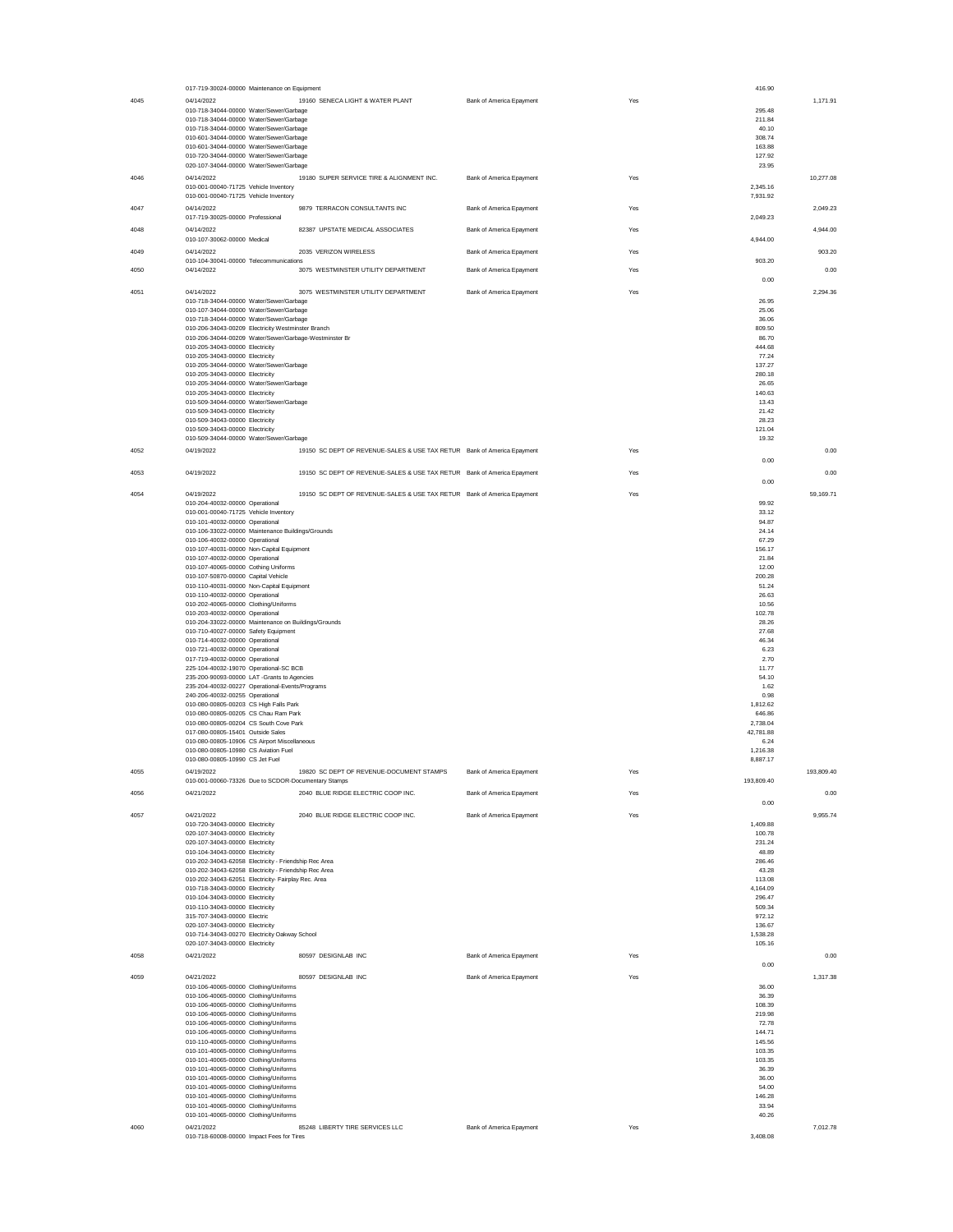| | | | | | | |
|---|---|---|---|---|---|---|
| | 017-719-30024-00000 Maintenance on Equipment | | | | 416.90 | |
| 4045 | 04/14/2022 | 19160 SENECA LIGHT & WATER PLANT | Bank of America Epayment | Yes | | 1,171.91 |
| | 010-718-34044-00000 Water/Sewer/Garbage | | | | 295.48 | |
| | 010-718-34044-00000 Water/Sewer/Garbage | | | | 211.84 | |
| | 010-718-34044-00000 Water/Sewer/Garbage | | | | 40.10 | |
| | 010-601-34044-00000 Water/Sewer/Garbage | | | | 308.74 | |
| | 010-601-34044-00000 Water/Sewer/Garbage | | | | 163.88 | |
| | 010-720-34044-00000 Water/Sewer/Garbage | | | | 127.92 | |
| | 020-107-34044-00000 Water/Sewer/Garbage | | | | 23.95 | |
| 4046 | 04/14/2022 | 19180 SUPER SERVICE TIRE & ALIGNMENT INC. | Bank of America Epayment | Yes | | 10,277.08 |
| | 010-001-00040-71725 Vehicle Inventory | | | | 2,345.16 | |
| | 010-001-00040-71725 Vehicle Inventory | | | | 7,931.92 | |
| 4047 | 04/14/2022 | 9879 TERRACON CONSULTANTS INC | Bank of America Epayment | Yes | | 2,049.23 |
| | 017-719-30025-00000 Professional | | | | 2,049.23 | |
| 4048 | 04/14/2022 | 82387 UPSTATE MEDICAL ASSOCIATES | Bank of America Epayment | Yes | | 4,944.00 |
| | 010-107-30062-00000 Medical | | | | 4,944.00 | |
| 4049 | 04/14/2022 | 2035 VERIZON WIRELESS | Bank of America Epayment | Yes | | 903.20 |
| | 010-104-30041-00000 Telecommunications | | | | 903.20 | |
| 4050 | 04/14/2022 | 3075 WESTMINSTER UTILITY DEPARTMENT | Bank of America Epayment | Yes | | 0.00 |
| | | | | | 0.00 | |
| 4051 | 04/14/2022 | 3075 WESTMINSTER UTILITY DEPARTMENT | Bank of America Epayment | Yes | | 2,294.36 |
| | 010-718-34044-00000 Water/Sewer/Garbage | | | | 26.95 | |
| | 010-107-34044-00000 Water/Sewer/Garbage | | | | 25.06 | |
| | 010-718-34044-00000 Water/Sewer/Garbage | | | | 36.06 | |
| | 010-206-34043-00209 Electricity Westminster Branch | | | | 809.50 | |
| | 010-206-34044-00209 Water/Sewer/Garbage-Westminster Br | | | | 86.70 | |
| | 010-205-34043-00000 Electricity | | | | 444.68 | |
| | 010-205-34043-00000 Electricity | | | | 77.24 | |
| | 010-205-34044-00000 Water/Sewer/Garbage | | | | 137.27 | |
| | 010-205-34043-00000 Electricity | | | | 280.18 | |
| | 010-205-34044-00000 Water/Sewer/Garbage | | | | 26.65 | |
| | 010-205-34043-00000 Electricity | | | | 140.63 | |
| | 010-509-34044-00000 Water/Sewer/Garbage | | | | 13.43 | |
| | 010-509-34043-00000 Electricity | | | | 21.42 | |
| | 010-509-34043-00000 Electricity | | | | 28.23 | |
| | 010-509-34043-00000 Electricity | | | | 121.04 | |
| | 010-509-34044-00000 Water/Sewer/Garbage | | | | 19.32 | |
| 4052 | 04/19/2022 | 19150 SC DEPT OF REVENUE-SALES & USE TAX RETUR | Bank of America Epayment | Yes | | 0.00 |
| | | | | | 0.00 | |
| 4053 | 04/19/2022 | 19150 SC DEPT OF REVENUE-SALES & USE TAX RETUR | Bank of America Epayment | Yes | | 0.00 |
| | | | | | 0.00 | |
| 4054 | 04/19/2022 | 19150 SC DEPT OF REVENUE-SALES & USE TAX RETUR | Bank of America Epayment | Yes | | 59,169.71 |
| | 010-204-40032-00000 Operational | | | | 99.92 | |
| | 010-001-00040-71725 Vehicle Inventory | | | | 33.12 | |
| | 010-101-40032-00000 Operational | | | | 94.87 | |
| | 010-106-33022-00000 Maintenance Buildings/Grounds | | | | 24.14 | |
| | 010-106-40032-00000 Operational | | | | 67.29 | |
| | 010-107-40031-00000 Non-Capital Equipment | | | | 156.17 | |
| | 010-107-40032-00000 Operational | | | | 21.84 | |
| | 010-107-40065-00000 Cothing Uniforms | | | | 12.00 | |
| | 010-107-50870-00000 Capital Vehicle | | | | 200.28 | |
| | 010-110-40031-00000 Non-Capital Equipment | | | | 51.24 | |
| | 010-110-40032-00000 Operational | | | | 26.63 | |
| | 010-202-40065-00000 Clothing/Uniforms | | | | 10.56 | |
| | 010-203-40032-00000 Operational | | | | 102.78 | |
| | 010-204-33022-00000 Maintenance on Buildings/Grounds | | | | 28.26 | |
| | 010-710-40027-00000 Safety Equipment | | | | 27.68 | |
| | 010-714-40032-00000 Operational | | | | 46.34 | |
| | 010-721-40032-00000 Operational | | | | 6.23 | |
| | 017-719-40032-00000 Operational | | | | 2.70 | |
| | 225-104-40032-19070 Operational-SC BCB | | | | 11.77 | |
| | 235-200-90093-00000 LAT -Grants to Agencies | | | | 54.10 | |
| | 235-204-40032-00227 Operational-Events/Programs | | | | 1.62 | |
| | 240-206-40032-00255 Operational | | | | 0.98 | |
| | 010-080-00805-00203 CS High Falls Park | | | | 1,812.62 | |
| | 010-080-00805-00205 CS Chau Ram Park | | | | 646.86 | |
| | 010-080-00805-00204 CS South Cove Park | | | | 2,738.04 | |
| | 017-080-00805-15401 Outside Sales | | | | 42,781.88 | |
| | 010-080-00805-10906 CS Airport Miscellaneous | | | | 6.24 | |
| | 010-080-00805-10980 CS Aviation Fuel | | | | 1,216.38 | |
| | 010-080-00805-10990 CS Jet Fuel | | | | 8,887.17 | |
| 4055 | 04/19/2022 | 19820 SC DEPT OF REVENUE-DOCUMENT STAMPS | Bank of America Epayment | Yes | | 193,809.40 |
| | 010-001-00060-73326 Due to SCDOR-Documentary Stamps | | | | 193,809.40 | |
| 4056 | 04/21/2022 | 2040 BLUE RIDGE ELECTRIC COOP INC. | Bank of America Epayment | Yes | | 0.00 |
| | | | | | 0.00 | |
| 4057 | 04/21/2022 | 2040 BLUE RIDGE ELECTRIC COOP INC. | Bank of America Epayment | Yes | | 9,955.74 |
| | 010-720-34043-00000 Electricity | | | | 1,409.88 | |
| | 020-107-34043-00000 Electricity | | | | 100.78 | |
| | 020-107-34043-00000 Electricity | | | | 231.24 | |
| | 010-104-34043-00000 Electricity | | | | 48.89 | |
| | 010-202-34043-62058 Electricity - Friendship Rec Area | | | | 286.46 | |
| | 010-202-34043-62058 Electricity - Friendship Rec Area | | | | 43.28 | |
| | 010-202-34043-62051 Electricity- Fairplay Rec. Area | | | | 113.08 | |
| | 010-718-34043-00000 Electricity | | | | 4,164.09 | |
| | 010-104-34043-00000 Electricity | | | | 296.47 | |
| | 010-110-34043-00000 Electricity | | | | 509.34 | |
| | 315-707-34043-00000 Electric | | | | 972.12 | |
| | 020-107-34043-00000 Electricity | | | | 136.67 | |
| | 010-714-34043-00270 Electricity Oakway School | | | | 1,538.28 | |
| | 020-107-34043-00000 Electricity | | | | 105.16 | |
| 4058 | 04/21/2022 | 80597 DESIGNLAB INC | Bank of America Epayment | Yes | | 0.00 |
| | | | | | 0.00 | |
| 4059 | 04/21/2022 | 80597 DESIGNLAB INC | Bank of America Epayment | Yes | | 1,317.38 |
| | 010-106-40065-00000 Clothing/Uniforms | | | | 36.00 | |
| | 010-106-40065-00000 Clothing/Uniforms | | | | 36.39 | |
| | 010-106-40065-00000 Clothing/Uniforms | | | | 108.39 | |
| | 010-106-40065-00000 Clothing/Uniforms | | | | 219.98 | |
| | 010-106-40065-00000 Clothing/Uniforms | | | | 72.78 | |
| | 010-106-40065-00000 Clothing/Uniforms | | | | 144.71 | |
| | 010-110-40065-00000 Clothing/Uniforms | | | | 145.56 | |
| | 010-101-40065-00000 Clothing/Uniforms | | | | 103.35 | |
| | 010-101-40065-00000 Clothing/Uniforms | | | | 103.35 | |
| | 010-101-40065-00000 Clothing/Uniforms | | | | 36.39 | |
| | 010-101-40065-00000 Clothing/Uniforms | | | | 36.00 | |
| | 010-101-40065-00000 Clothing/Uniforms | | | | 54.00 | |
| | 010-101-40065-00000 Clothing/Uniforms | | | | 146.28 | |
| | 010-101-40065-00000 Clothing/Uniforms | | | | 33.94 | |
| | 010-101-40065-00000 Clothing/Uniforms | | | | 40.26 | |
| 4060 | 04/21/2022 | 85248 LIBERTY TIRE SERVICES LLC | Bank of America Epayment | Yes | | 7,012.78 |
| | 010-718-60008-00000 Impact Fees for Tires | | | | 3,408.08 | |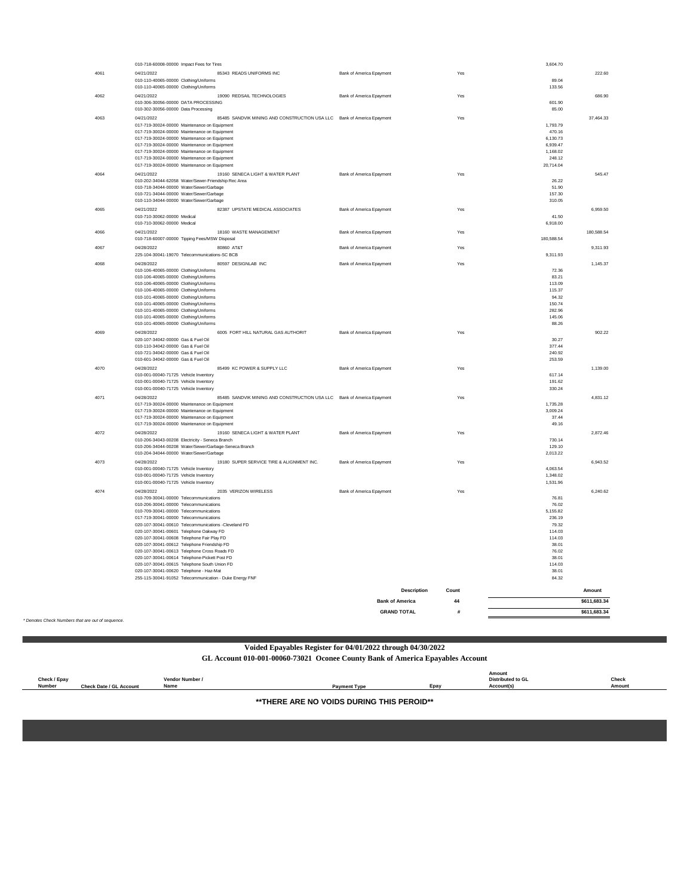| | | | | | | |
|---|---|---|---|---|---|---|
| | 010-718-60008-00000 Impact Fees for Tires | | | | 3,604.70 | |
| 4061 | 04/21/2022 | 85343 READS UNIFORMS INC | Bank of America Epayment | Yes | | 222.60 |
| | 010-110-40065-00000 Clothing/Uniforms | | | | 89.04 | |
| | 010-110-40065-00000 Clothing/Uniforms | | | | 133.56 | |
| 4062 | 04/21/2022 | 19090 REDSAIL TECHNOLOGIES | Bank of America Epayment | Yes | | 686.90 |
| | 010-306-30056-00000 DATA PROCESSING | | | | 601.90 | |
| | 010-302-30056-00000 Data Processing | | | | 85.00 | |
| 4063 | 04/21/2022 | 85485 SANDVIK MINING AND CONSTRUCTION USA LLC | Bank of America Epayment | Yes | | 37,464.33 |
| | 017-719-30024-00000 Maintenance on Equipment | | | | 1,793.79 | |
| | 017-719-30024-00000 Maintenance on Equipment | | | | 470.16 | |
| | 017-719-30024-00000 Maintenance on Equipment | | | | 6,130.73 | |
| | 017-719-30024-00000 Maintenance on Equipment | | | | 6,939.47 | |
| | 017-719-30024-00000 Maintenance on Equipment | | | | 1,168.02 | |
| | 017-719-30024-00000 Maintenance on Equipment | | | | 248.12 | |
| | 017-719-30024-00000 Maintenance on Equipment | | | | 20,714.04 | |
| 4064 | 04/21/2022 | 19160 SENECA LIGHT & WATER PLANT | Bank of America Epayment | Yes | | 545.47 |
| | 010-202-34044-62058 Water/Sewer-Friendship Rec Area | | | | 26.22 | |
| | 010-718-34044-00000 Water/Sewer/Garbage | | | | 51.90 | |
| | 010-721-34044-00000 Water/Sewer/Garbage | | | | 157.30 | |
| | 010-110-34044-00000 Water/Sewer/Garbage | | | | 310.05 | |
| 4065 | 04/21/2022 | 82387 UPSTATE MEDICAL ASSOCIATES | Bank of America Epayment | Yes | | 6,959.50 |
| | 010-710-30062-00000 Medical | | | | 41.50 | |
| | 010-710-30062-00000 Medical | | | | 6,918.00 | |
| 4066 | 04/21/2022 | 18160 WASTE MANAGEMENT | Bank of America Epayment | Yes | | 180,588.54 |
| | 010-718-60007-00000 Tipping Fees/MSW Disposal | | | | 180,588.54 | |
| 4067 | 04/28/2022 | 80860 AT&T | Bank of America Epayment | Yes | | 9,311.93 |
| | 225-104-30041-19070 Telecommunications-SC BCB | | | | 9,311.93 | |
| 4068 | 04/28/2022 | 80597 DESIGNLAB INC | Bank of America Epayment | Yes | | 1,145.37 |
| | 010-106-40065-00000 Clothing/Uniforms | | | | 72.36 | |
| | 010-106-40065-00000 Clothing/Uniforms | | | | 83.21 | |
| | 010-106-40065-00000 Clothing/Uniforms | | | | 113.09 | |
| | 010-106-40065-00000 Clothing/Uniforms | | | | 115.37 | |
| | 010-101-40065-00000 Clothing/Uniforms | | | | 94.32 | |
| | 010-101-40065-00000 Clothing/Uniforms | | | | 150.74 | |
| | 010-101-40065-00000 Clothing/Uniforms | | | | 282.96 | |
| | 010-101-40065-00000 Clothing/Uniforms | | | | 145.06 | |
| | 010-101-40065-00000 Clothing/Uniforms | | | | 88.26 | |
| 4069 | 04/28/2022 | 6005 FORT HILL NATURAL GAS AUTHORIT | Bank of America Epayment | Yes | | 902.22 |
| | 020-107-34042-00000 Gas & Fuel Oil | | | | 30.27 | |
| | 010-110-34042-00000 Gas & Fuel Oil | | | | 377.44 | |
| | 010-721-34042-00000 Gas & Fuel Oil | | | | 240.92 | |
| | 010-601-34042-00000 Gas & Fuel Oil | | | | 253.59 | |
| 4070 | 04/28/2022 | 85499 KC POWER & SUPPLY LLC | Bank of America Epayment | Yes | | 1,139.00 |
| | 010-001-00040-71725 Vehicle Inventory | | | | 617.14 | |
| | 010-001-00040-71725 Vehicle Inventory | | | | 191.62 | |
| | 010-001-00040-71725 Vehicle Inventory | | | | 330.24 | |
| 4071 | 04/28/2022 | 85485 SANDVIK MINING AND CONSTRUCTION USA LLC | Bank of America Epayment | Yes | | 4,831.12 |
| | 017-719-30024-00000 Maintenance on Equipment | | | | 1,735.28 | |
| | 017-719-30024-00000 Maintenance on Equipment | | | | 3,009.24 | |
| | 017-719-30024-00000 Maintenance on Equipment | | | | 37.44 | |
| | 017-719-30024-00000 Maintenance on Equipment | | | | 49.16 | |
| 4072 | 04/28/2022 | 19160 SENECA LIGHT & WATER PLANT | Bank of America Epayment | Yes | | 2,872.46 |
| | 010-206-34043-00208 Electricity - Seneca Branch | | | | 730.14 | |
| | 010-206-34044-00208 Water/Sewer/Garbage-Seneca Branch | | | | 129.10 | |
| | 010-204-34044-00000 Water/Sewer/Garbage | | | | 2,013.22 | |
| 4073 | 04/28/2022 | 19180 SUPER SERVICE TIRE & ALIGNMENT INC. | Bank of America Epayment | Yes | | 6,943.52 |
| | 010-001-00040-71725 Vehicle Inventory | | | | 4,063.54 | |
| | 010-001-00040-71725 Vehicle Inventory | | | | 1,348.02 | |
| | 010-001-00040-71725 Vehicle Inventory | | | | 1,531.96 | |
| 4074 | 04/28/2022 | 2035 VERIZON WIRELESS | Bank of America Epayment | Yes | | 6,240.62 |
| | 010-709-30041-00000 Telecommunications | | | | 76.81 | |
| | 010-206-30041-00000 Telecommunications | | | | 76.02 | |
| | 010-709-30041-00000 Telecommunications | | | | 5,155.82 | |
| | 017-719-30041-00000 Telecommunications | | | | 236.19 | |
| | 020-107-30041-00610 Telecommunications -Cleveland FD | | | | 79.32 | |
| | 020-107-30041-00601 Telephone Oakway FD | | | | 114.03 | |
| | 020-107-30041-00608 Telephone Fair Play FD | | | | 114.03 | |
| | 020-107-30041-00612 Telephone Friendship FD | | | | 38.01 | |
| | 020-107-30041-00613 Telephone Cross Roads FD | | | | 76.02 | |
| | 020-107-30041-00614 Telephone-Pickett Post FD | | | | 38.01 | |
| | 020-107-30041-00615 Telephone South Union FD | | | | 114.03 | |
| | 020-107-30041-00620 Telephone - Haz-Mat | | | | 38.01 | |
| | 255-115-30041-91052 Telecommunication - Duke Energy FNF | | | | 84.32 | |

| Description | Count | Amount |
|---|---|---|
| Bank of America | 44 | $611,683.34 |
| GRAND TOTAL | # | $611,683.34 |

*\* Denotes Check Numbers that are out of sequence.*

**Voided Epayables Register for 04/01/2022 through 04/30/2022**

**GL Account 010-001-00060-73021 Oconee County Bank of America Epayables Account**

| Check / Epay Number | Check Date / GL Account | Vendor Number / Name | Payment Type | Epay | Amount Distributed to GL Account(s) | Check Amount |
|---|---|---|---|---|---|---|

**\*\*THERE ARE NO VOIDS DURING THIS PEROID\*\***